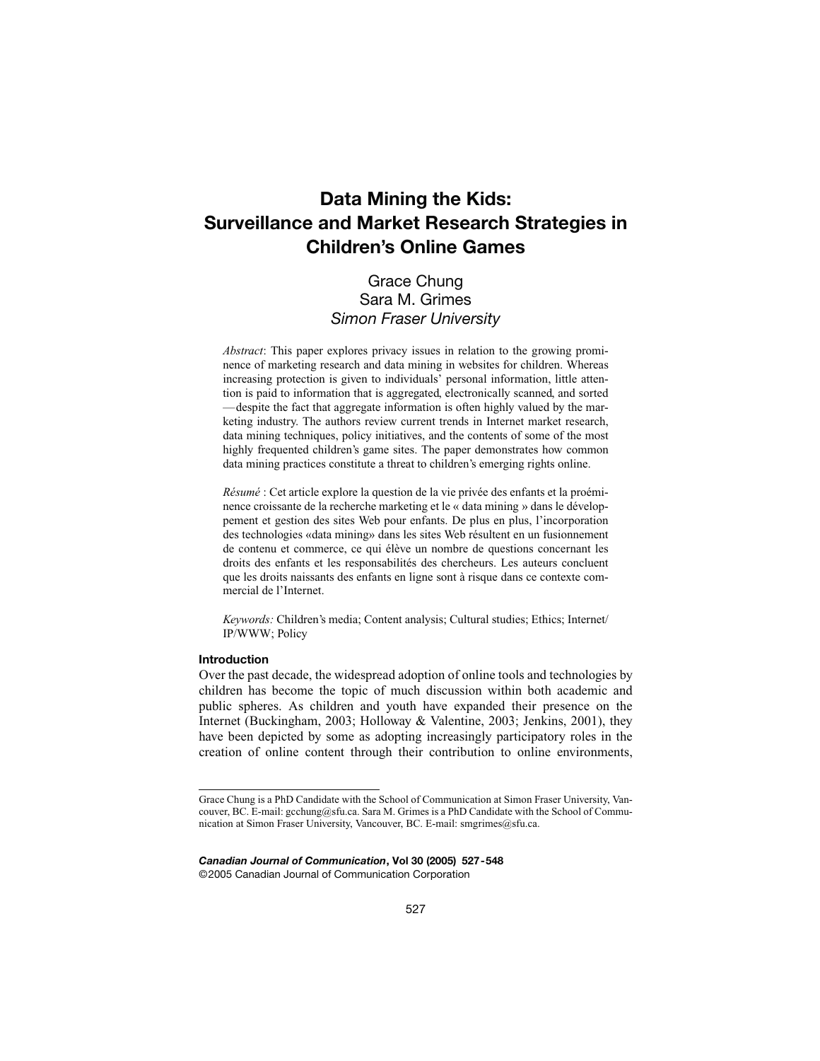# Data Mining the Kids: Surveillance and Market Research Strategies in Children's Online Games

Grace Chung
Sara M. Grimes
*Simon Fraser University*

*Abstract*: This paper explores privacy issues in relation to the growing prominence of marketing research and data mining in websites for children. Whereas increasing protection is given to individuals' personal information, little attention is paid to information that is aggregated, electronically scanned, and sorted—despite the fact that aggregate information is often highly valued by the marketing industry. The authors review current trends in Internet market research, data mining techniques, policy initiatives, and the contents of some of the most highly frequented children's game sites. The paper demonstrates how common data mining practices constitute a threat to children's emerging rights online.

*Résumé* : Cet article explore la question de la vie privée des enfants et la proéminence croissante de la recherche marketing et le « data mining » dans le développement et gestion des sites Web pour enfants. De plus en plus, l'incorporation des technologies «data mining» dans les sites Web résultent en un fusionnement de contenu et commerce, ce qui élève un nombre de questions concernant les droits des enfants et les responsabilités des chercheurs. Les auteurs concluent que les droits naissants des enfants en ligne sont à risque dans ce contexte commercial de l'Internet.

*Keywords:* Children's media; Content analysis; Cultural studies; Ethics; Internet/IP/WWW; Policy

## Introduction

Over the past decade, the widespread adoption of online tools and technologies by children has become the topic of much discussion within both academic and public spheres. As children and youth have expanded their presence on the Internet (Buckingham, 2003; Holloway & Valentine, 2003; Jenkins, 2001), they have been depicted by some as adopting increasingly participatory roles in the creation of online content through their contribution to online environments,

---

Grace Chung is a PhD Candidate with the School of Communication at Simon Fraser University, Vancouver, BC. E-mail: gcchung@sfu.ca. Sara M. Grimes is a PhD Candidate with the School of Communication at Simon Fraser University, Vancouver, BC. E-mail: smgrimes@sfu.ca.

***Canadian Journal of Communication*, Vol 30 (2005) 527-548**
©2005 Canadian Journal of Communication Corporation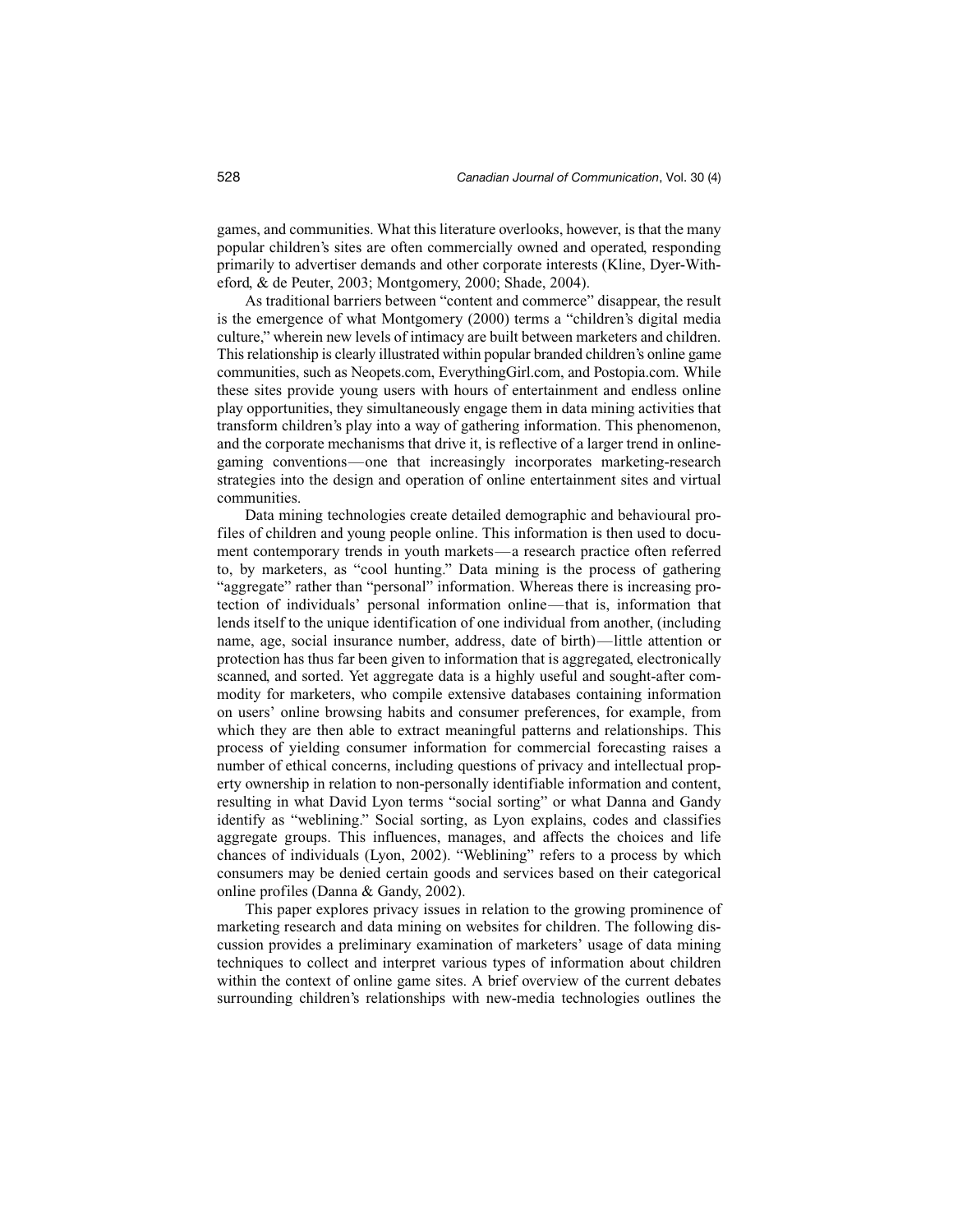games, and communities. What this literature overlooks, however, is that the many popular children's sites are often commercially owned and operated, responding primarily to advertiser demands and other corporate interests (Kline, Dyer-Witheford, & de Peuter, 2003; Montgomery, 2000; Shade, 2004).

As traditional barriers between "content and commerce" disappear, the result is the emergence of what Montgomery (2000) terms a "children's digital media culture," wherein new levels of intimacy are built between marketers and children. This relationship is clearly illustrated within popular branded children's online game communities, such as Neopets.com, EverythingGirl.com, and Postopia.com. While these sites provide young users with hours of entertainment and endless online play opportunities, they simultaneously engage them in data mining activities that transform children's play into a way of gathering information. This phenomenon, and the corporate mechanisms that drive it, is reflective of a larger trend in online-gaming conventions—one that increasingly incorporates marketing-research strategies into the design and operation of online entertainment sites and virtual communities.

Data mining technologies create detailed demographic and behavioural profiles of children and young people online. This information is then used to document contemporary trends in youth markets—a research practice often referred to, by marketers, as "cool hunting." Data mining is the process of gathering "aggregate" rather than "personal" information. Whereas there is increasing protection of individuals' personal information online—that is, information that lends itself to the unique identification of one individual from another, (including name, age, social insurance number, address, date of birth)—little attention or protection has thus far been given to information that is aggregated, electronically scanned, and sorted. Yet aggregate data is a highly useful and sought-after commodity for marketers, who compile extensive databases containing information on users' online browsing habits and consumer preferences, for example, from which they are then able to extract meaningful patterns and relationships. This process of yielding consumer information for commercial forecasting raises a number of ethical concerns, including questions of privacy and intellectual property ownership in relation to non-personally identifiable information and content, resulting in what David Lyon terms "social sorting" or what Danna and Gandy identify as "weblining." Social sorting, as Lyon explains, codes and classifies aggregate groups. This influences, manages, and affects the choices and life chances of individuals (Lyon, 2002). "Weblining" refers to a process by which consumers may be denied certain goods and services based on their categorical online profiles (Danna & Gandy, 2002).

This paper explores privacy issues in relation to the growing prominence of marketing research and data mining on websites for children. The following discussion provides a preliminary examination of marketers' usage of data mining techniques to collect and interpret various types of information about children within the context of online game sites. A brief overview of the current debates surrounding children's relationships with new-media technologies outlines the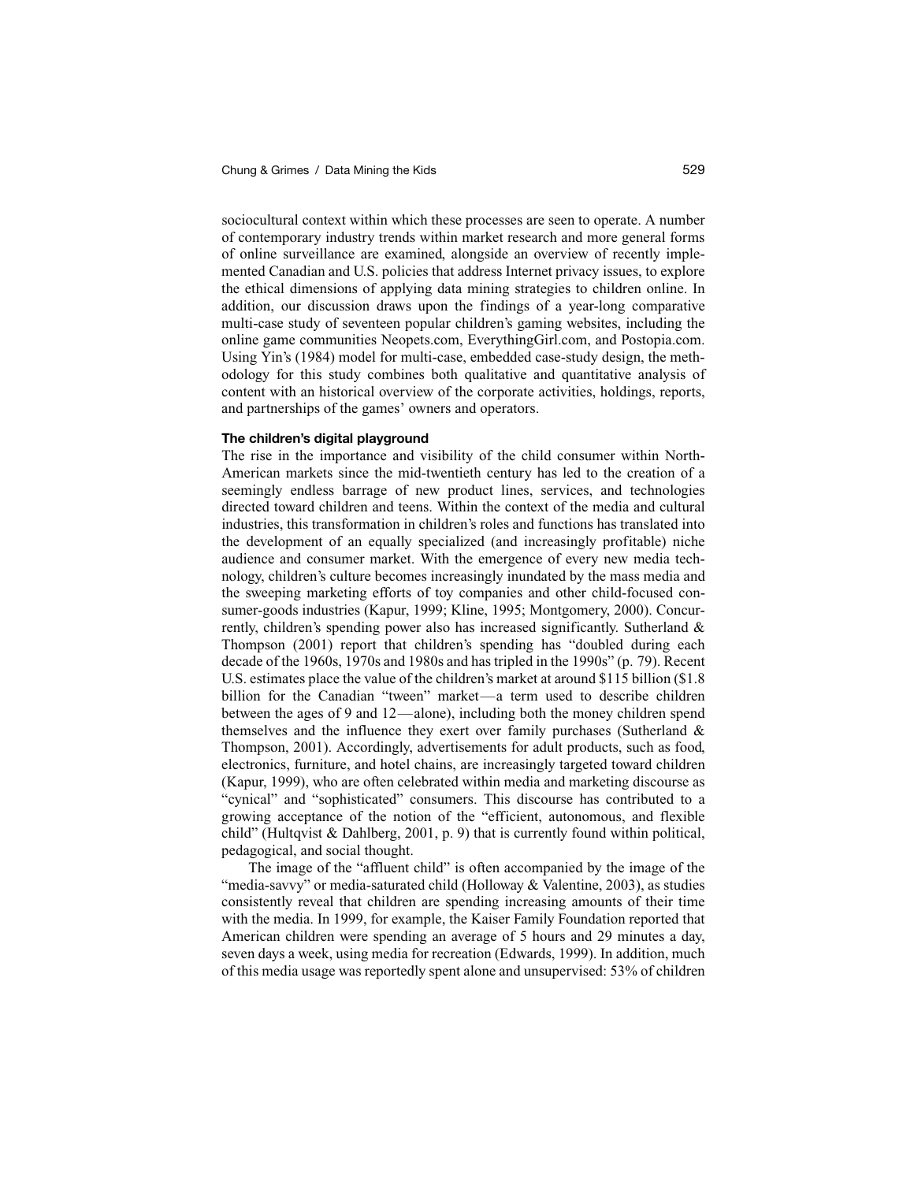sociocultural context within which these processes are seen to operate. A number of contemporary industry trends within market research and more general forms of online surveillance are examined, alongside an overview of recently implemented Canadian and U.S. policies that address Internet privacy issues, to explore the ethical dimensions of applying data mining strategies to children online. In addition, our discussion draws upon the findings of a year-long comparative multi-case study of seventeen popular children's gaming websites, including the online game communities Neopets.com, EverythingGirl.com, and Postopia.com. Using Yin's (1984) model for multi-case, embedded case-study design, the methodology for this study combines both qualitative and quantitative analysis of content with an historical overview of the corporate activities, holdings, reports, and partnerships of the games' owners and operators.

### The children's digital playground

The rise in the importance and visibility of the child consumer within North-American markets since the mid-twentieth century has led to the creation of a seemingly endless barrage of new product lines, services, and technologies directed toward children and teens. Within the context of the media and cultural industries, this transformation in children's roles and functions has translated into the development of an equally specialized (and increasingly profitable) niche audience and consumer market. With the emergence of every new media technology, children's culture becomes increasingly inundated by the mass media and the sweeping marketing efforts of toy companies and other child-focused consumer-goods industries (Kapur, 1999; Kline, 1995; Montgomery, 2000). Concurrently, children's spending power also has increased significantly. Sutherland & Thompson (2001) report that children's spending has "doubled during each decade of the 1960s, 1970s and 1980s and has tripled in the 1990s" (p. 79). Recent U.S. estimates place the value of the children's market at around $115 billion ($1.8 billion for the Canadian "tween" market—a term used to describe children between the ages of 9 and 12—alone), including both the money children spend themselves and the influence they exert over family purchases (Sutherland & Thompson, 2001). Accordingly, advertisements for adult products, such as food, electronics, furniture, and hotel chains, are increasingly targeted toward children (Kapur, 1999), who are often celebrated within media and marketing discourse as "cynical" and "sophisticated" consumers. This discourse has contributed to a growing acceptance of the notion of the "efficient, autonomous, and flexible child" (Hultqvist & Dahlberg, 2001, p. 9) that is currently found within political, pedagogical, and social thought.

The image of the "affluent child" is often accompanied by the image of the "media-savvy" or media-saturated child (Holloway & Valentine, 2003), as studies consistently reveal that children are spending increasing amounts of their time with the media. In 1999, for example, the Kaiser Family Foundation reported that American children were spending an average of 5 hours and 29 minutes a day, seven days a week, using media for recreation (Edwards, 1999). In addition, much of this media usage was reportedly spent alone and unsupervised: 53% of children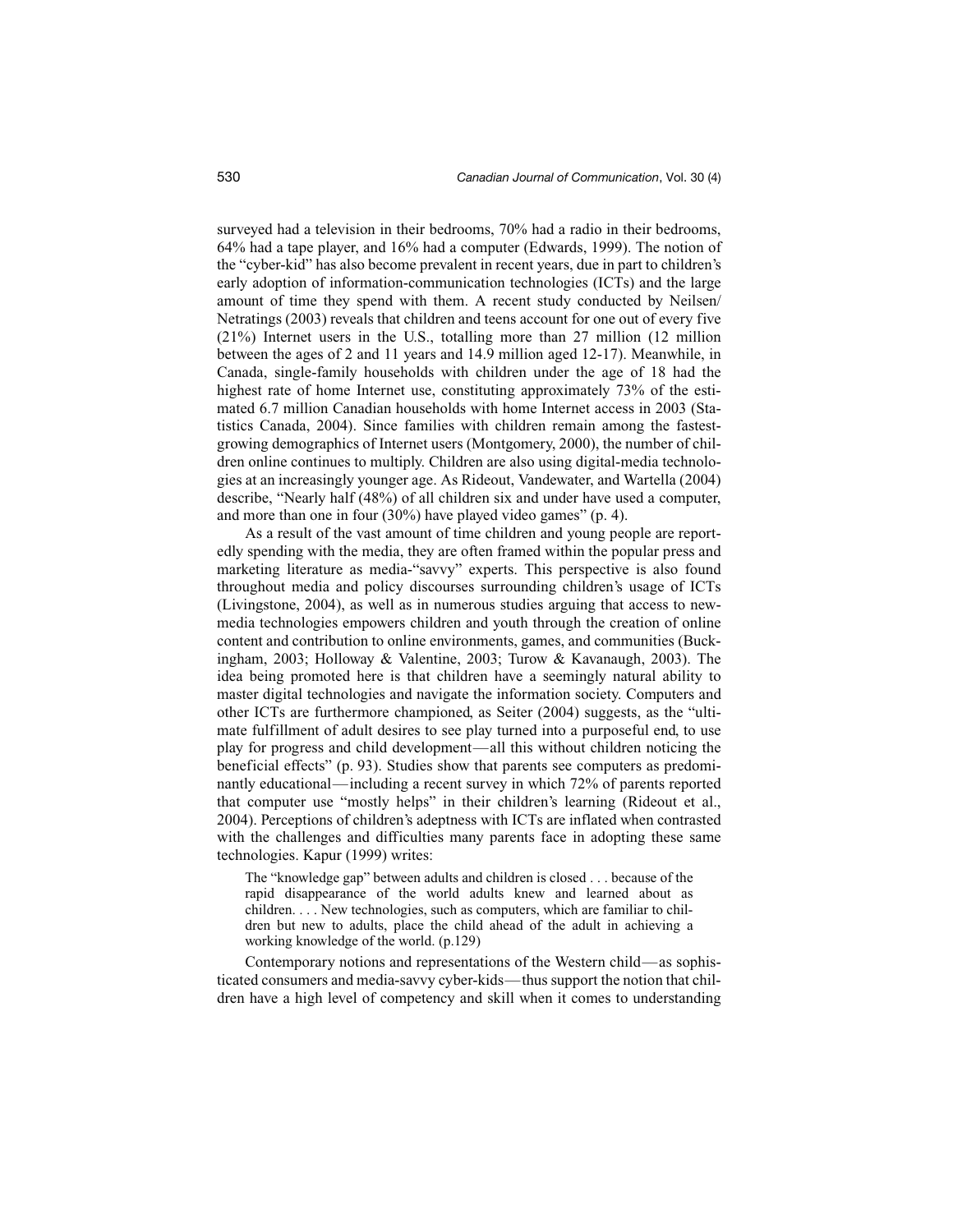surveyed had a television in their bedrooms, 70% had a radio in their bedrooms, 64% had a tape player, and 16% had a computer (Edwards, 1999). The notion of the "cyber-kid" has also become prevalent in recent years, due in part to children's early adoption of information-communication technologies (ICTs) and the large amount of time they spend with them. A recent study conducted by Neilsen/Netratings (2003) reveals that children and teens account for one out of every five (21%) Internet users in the U.S., totalling more than 27 million (12 million between the ages of 2 and 11 years and 14.9 million aged 12-17). Meanwhile, in Canada, single-family households with children under the age of 18 had the highest rate of home Internet use, constituting approximately 73% of the estimated 6.7 million Canadian households with home Internet access in 2003 (Statistics Canada, 2004). Since families with children remain among the fastest-growing demographics of Internet users (Montgomery, 2000), the number of children online continues to multiply. Children are also using digital-media technologies at an increasingly younger age. As Rideout, Vandewater, and Wartella (2004) describe, "Nearly half (48%) of all children six and under have used a computer, and more than one in four (30%) have played video games" (p. 4).

As a result of the vast amount of time children and young people are reportedly spending with the media, they are often framed within the popular press and marketing literature as media-"savvy" experts. This perspective is also found throughout media and policy discourses surrounding children's usage of ICTs (Livingstone, 2004), as well as in numerous studies arguing that access to new-media technologies empowers children and youth through the creation of online content and contribution to online environments, games, and communities (Buckingham, 2003; Holloway & Valentine, 2003; Turow & Kavanaugh, 2003). The idea being promoted here is that children have a seemingly natural ability to master digital technologies and navigate the information society. Computers and other ICTs are furthermore championed, as Seiter (2004) suggests, as the "ultimate fulfillment of adult desires to see play turned into a purposeful end, to use play for progress and child development—all this without children noticing the beneficial effects" (p. 93). Studies show that parents see computers as predominantly educational—including a recent survey in which 72% of parents reported that computer use "mostly helps" in their children's learning (Rideout et al., 2004). Perceptions of children's adeptness with ICTs are inflated when contrasted with the challenges and difficulties many parents face in adopting these same technologies. Kapur (1999) writes:

> The "knowledge gap" between adults and children is closed . . . because of the rapid disappearance of the world adults knew and learned about as children. . . . New technologies, such as computers, which are familiar to children but new to adults, place the child ahead of the adult in achieving a working knowledge of the world. (p.129)

Contemporary notions and representations of the Western child—as sophisticated consumers and media-savvy cyber-kids—thus support the notion that children have a high level of competency and skill when it comes to understanding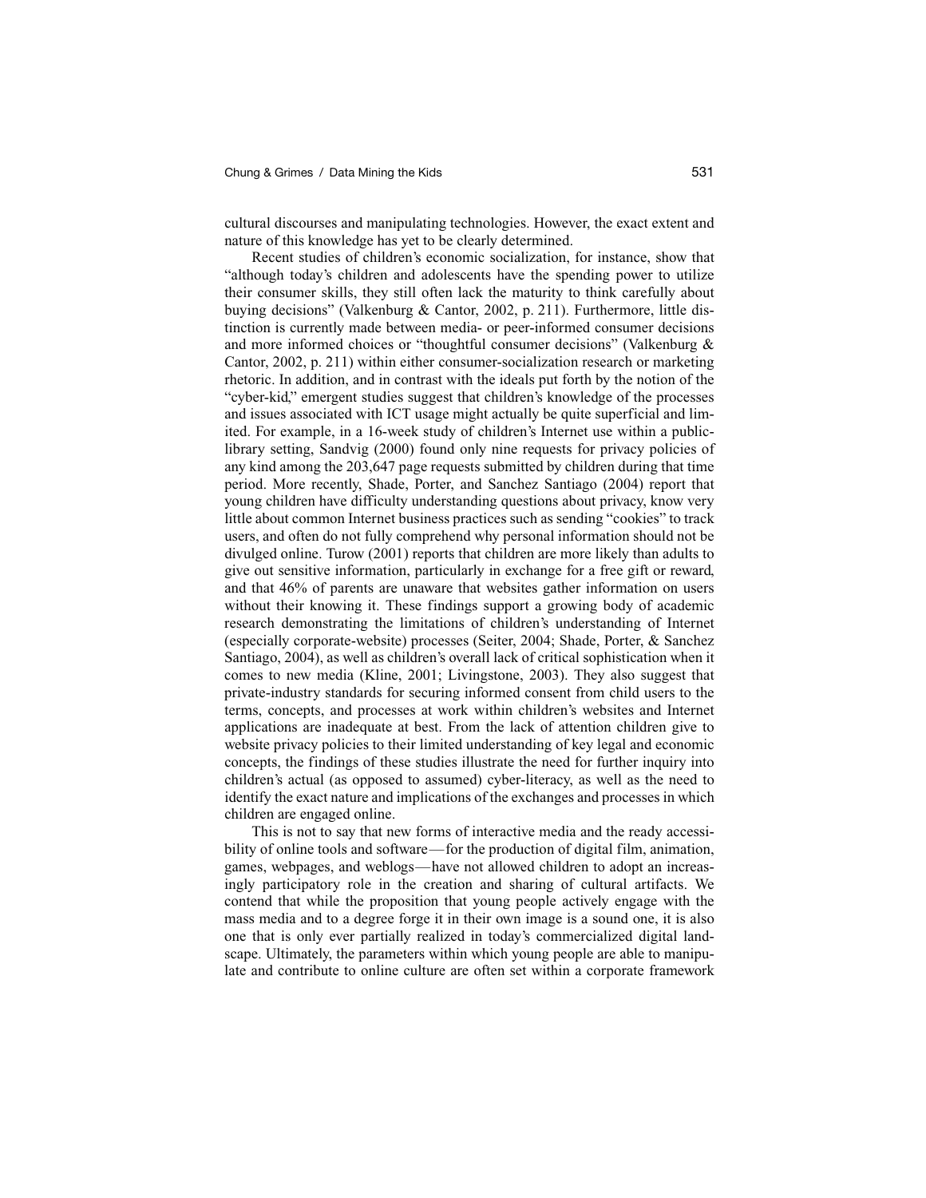cultural discourses and manipulating technologies. However, the exact extent and nature of this knowledge has yet to be clearly determined.

Recent studies of children's economic socialization, for instance, show that "although today's children and adolescents have the spending power to utilize their consumer skills, they still often lack the maturity to think carefully about buying decisions" (Valkenburg & Cantor, 2002, p. 211). Furthermore, little distinction is currently made between media- or peer-informed consumer decisions and more informed choices or "thoughtful consumer decisions" (Valkenburg & Cantor, 2002, p. 211) within either consumer-socialization research or marketing rhetoric. In addition, and in contrast with the ideals put forth by the notion of the "cyber-kid," emergent studies suggest that children's knowledge of the processes and issues associated with ICT usage might actually be quite superficial and limited. For example, in a 16-week study of children's Internet use within a public-library setting, Sandvig (2000) found only nine requests for privacy policies of any kind among the 203,647 page requests submitted by children during that time period. More recently, Shade, Porter, and Sanchez Santiago (2004) report that young children have difficulty understanding questions about privacy, know very little about common Internet business practices such as sending "cookies" to track users, and often do not fully comprehend why personal information should not be divulged online. Turow (2001) reports that children are more likely than adults to give out sensitive information, particularly in exchange for a free gift or reward, and that 46% of parents are unaware that websites gather information on users without their knowing it. These findings support a growing body of academic research demonstrating the limitations of children's understanding of Internet (especially corporate-website) processes (Seiter, 2004; Shade, Porter, & Sanchez Santiago, 2004), as well as children's overall lack of critical sophistication when it comes to new media (Kline, 2001; Livingstone, 2003). They also suggest that private-industry standards for securing informed consent from child users to the terms, concepts, and processes at work within children's websites and Internet applications are inadequate at best. From the lack of attention children give to website privacy policies to their limited understanding of key legal and economic concepts, the findings of these studies illustrate the need for further inquiry into children's actual (as opposed to assumed) cyber-literacy, as well as the need to identify the exact nature and implications of the exchanges and processes in which children are engaged online.

This is not to say that new forms of interactive media and the ready accessibility of online tools and software—for the production of digital film, animation, games, webpages, and weblogs—have not allowed children to adopt an increasingly participatory role in the creation and sharing of cultural artifacts. We contend that while the proposition that young people actively engage with the mass media and to a degree forge it in their own image is a sound one, it is also one that is only ever partially realized in today's commercialized digital landscape. Ultimately, the parameters within which young people are able to manipulate and contribute to online culture are often set within a corporate framework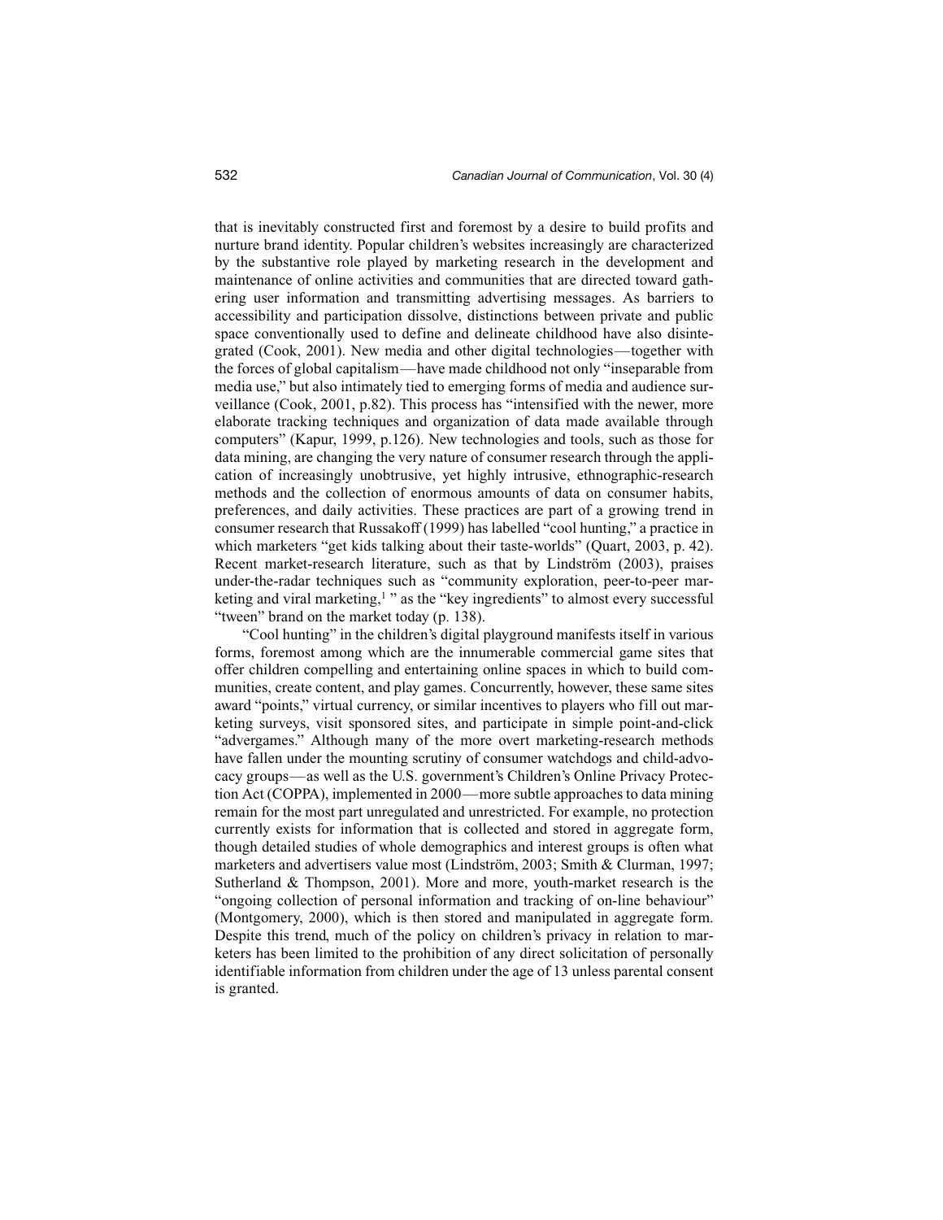that is inevitably constructed first and foremost by a desire to build profits and nurture brand identity. Popular children's websites increasingly are characterized by the substantive role played by marketing research in the development and maintenance of online activities and communities that are directed toward gathering user information and transmitting advertising messages. As barriers to accessibility and participation dissolve, distinctions between private and public space conventionally used to define and delineate childhood have also disintegrated (Cook, 2001). New media and other digital technologies—together with the forces of global capitalism—have made childhood not only "inseparable from media use," but also intimately tied to emerging forms of media and audience surveillance (Cook, 2001, p.82). This process has "intensified with the newer, more elaborate tracking techniques and organization of data made available through computers" (Kapur, 1999, p.126). New technologies and tools, such as those for data mining, are changing the very nature of consumer research through the application of increasingly unobtrusive, yet highly intrusive, ethnographic-research methods and the collection of enormous amounts of data on consumer habits, preferences, and daily activities. These practices are part of a growing trend in consumer research that Russakoff (1999) has labelled "cool hunting," a practice in which marketers "get kids talking about their taste-worlds" (Quart, 2003, p. 42). Recent market-research literature, such as that by Lindström (2003), praises under-the-radar techniques such as "community exploration, peer-to-peer marketing and viral marketing,[1] " as the "key ingredients" to almost every successful "tween" brand on the market today (p. 138).

"Cool hunting" in the children's digital playground manifests itself in various forms, foremost among which are the innumerable commercial game sites that offer children compelling and entertaining online spaces in which to build communities, create content, and play games. Concurrently, however, these same sites award "points," virtual currency, or similar incentives to players who fill out marketing surveys, visit sponsored sites, and participate in simple point-and-click "advergames." Although many of the more overt marketing-research methods have fallen under the mounting scrutiny of consumer watchdogs and child-advocacy groups—as well as the U.S. government's Children's Online Privacy Protection Act (COPPA), implemented in 2000—more subtle approaches to data mining remain for the most part unregulated and unrestricted. For example, no protection currently exists for information that is collected and stored in aggregate form, though detailed studies of whole demographics and interest groups is often what marketers and advertisers value most (Lindström, 2003; Smith & Clurman, 1997; Sutherland & Thompson, 2001). More and more, youth-market research is the "ongoing collection of personal information and tracking of on-line behaviour" (Montgomery, 2000), which is then stored and manipulated in aggregate form. Despite this trend, much of the policy on children's privacy in relation to marketers has been limited to the prohibition of any direct solicitation of personally identifiable information from children under the age of 13 unless parental consent is granted.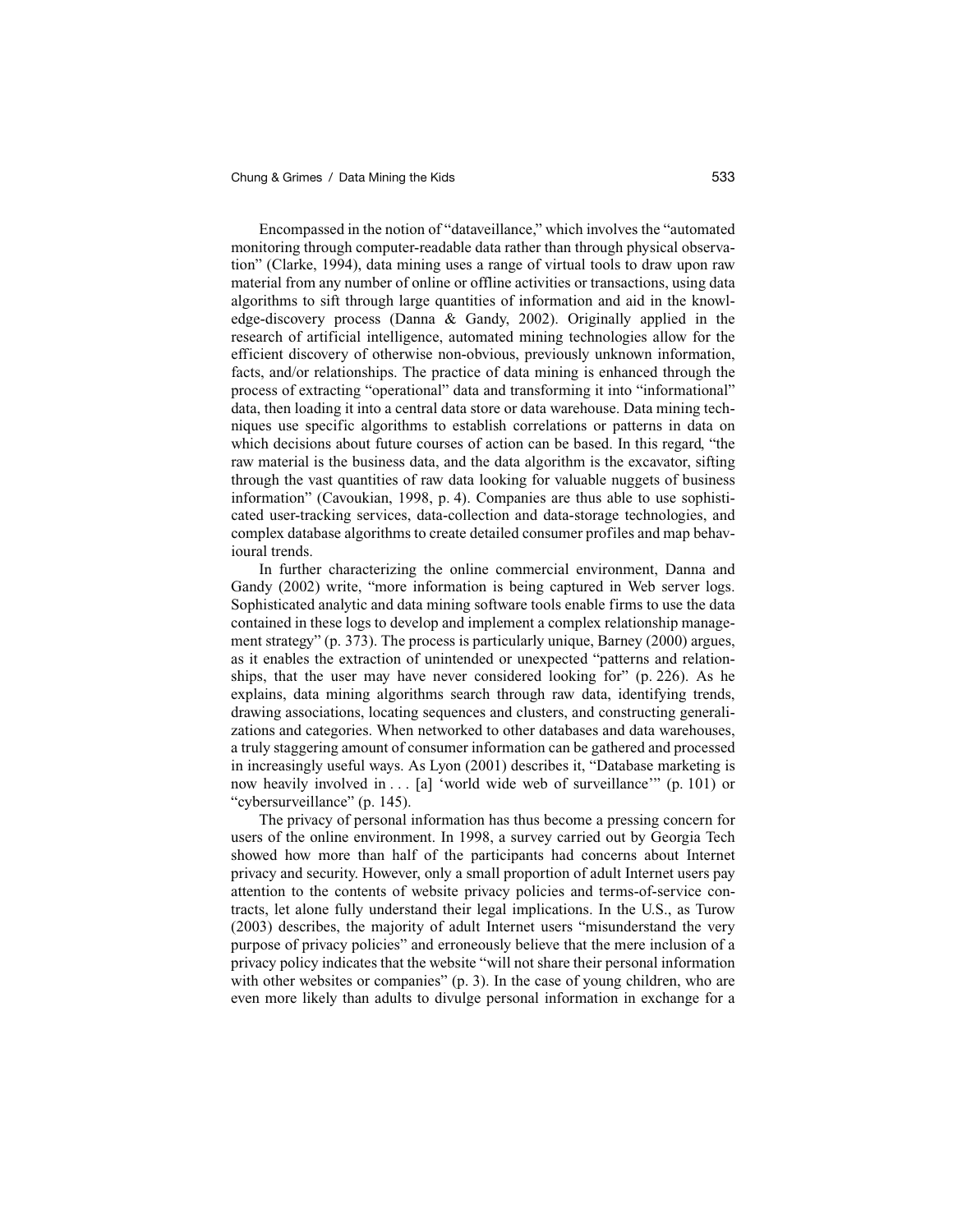Encompassed in the notion of "dataveillance," which involves the "automated monitoring through computer-readable data rather than through physical observation" (Clarke, 1994), data mining uses a range of virtual tools to draw upon raw material from any number of online or offline activities or transactions, using data algorithms to sift through large quantities of information and aid in the knowledge-discovery process (Danna & Gandy, 2002). Originally applied in the research of artificial intelligence, automated mining technologies allow for the efficient discovery of otherwise non-obvious, previously unknown information, facts, and/or relationships. The practice of data mining is enhanced through the process of extracting "operational" data and transforming it into "informational" data, then loading it into a central data store or data warehouse. Data mining techniques use specific algorithms to establish correlations or patterns in data on which decisions about future courses of action can be based. In this regard, "the raw material is the business data, and the data algorithm is the excavator, sifting through the vast quantities of raw data looking for valuable nuggets of business information" (Cavoukian, 1998, p. 4). Companies are thus able to use sophisticated user-tracking services, data-collection and data-storage technologies, and complex database algorithms to create detailed consumer profiles and map behavioural trends.

In further characterizing the online commercial environment, Danna and Gandy (2002) write, "more information is being captured in Web server logs. Sophisticated analytic and data mining software tools enable firms to use the data contained in these logs to develop and implement a complex relationship management strategy" (p. 373). The process is particularly unique, Barney (2000) argues, as it enables the extraction of unintended or unexpected "patterns and relationships, that the user may have never considered looking for" (p. 226). As he explains, data mining algorithms search through raw data, identifying trends, drawing associations, locating sequences and clusters, and constructing generalizations and categories. When networked to other databases and data warehouses, a truly staggering amount of consumer information can be gathered and processed in increasingly useful ways. As Lyon (2001) describes it, "Database marketing is now heavily involved in . . . [a] 'world wide web of surveillance'" (p. 101) or "cybersurveillance" (p. 145).

The privacy of personal information has thus become a pressing concern for users of the online environment. In 1998, a survey carried out by Georgia Tech showed how more than half of the participants had concerns about Internet privacy and security. However, only a small proportion of adult Internet users pay attention to the contents of website privacy policies and terms-of-service contracts, let alone fully understand their legal implications. In the U.S., as Turow (2003) describes, the majority of adult Internet users "misunderstand the very purpose of privacy policies" and erroneously believe that the mere inclusion of a privacy policy indicates that the website "will not share their personal information with other websites or companies" (p. 3). In the case of young children, who are even more likely than adults to divulge personal information in exchange for a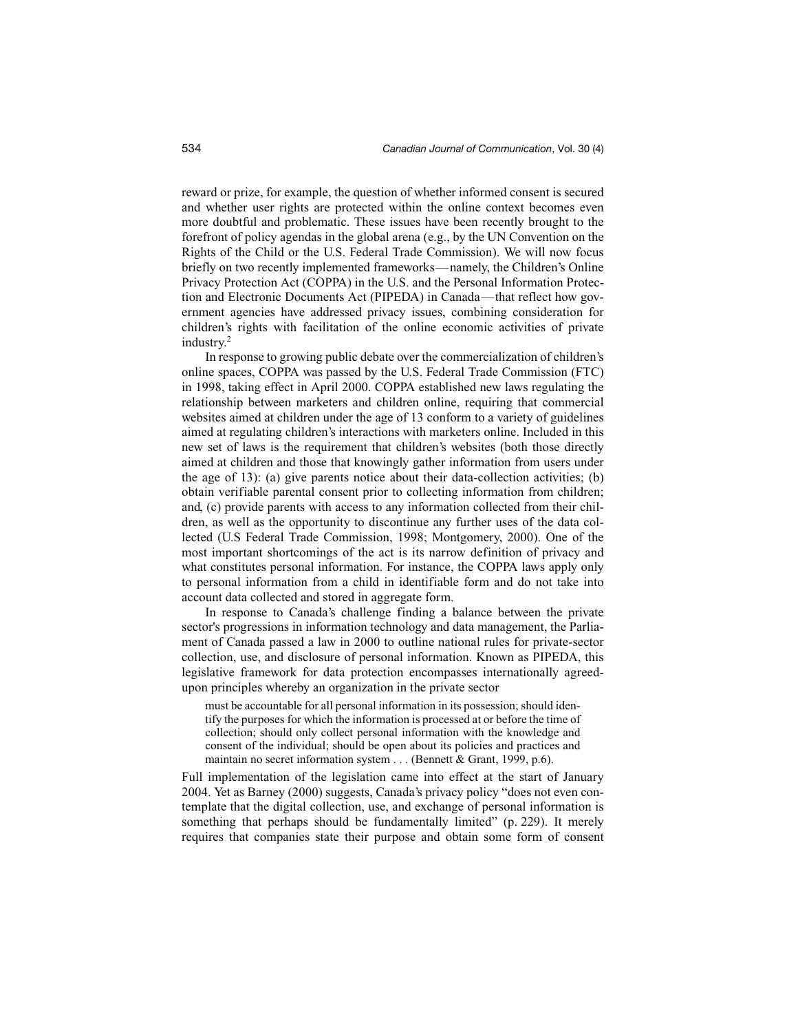reward or prize, for example, the question of whether informed consent is secured and whether user rights are protected within the online context becomes even more doubtful and problematic. These issues have been recently brought to the forefront of policy agendas in the global arena (e.g., by the UN Convention on the Rights of the Child or the U.S. Federal Trade Commission). We will now focus briefly on two recently implemented frameworks—namely, the Children's Online Privacy Protection Act (COPPA) in the U.S. and the Personal Information Protection and Electronic Documents Act (PIPEDA) in Canada—that reflect how government agencies have addressed privacy issues, combining consideration for children's rights with facilitation of the online economic activities of private industry.[2]

In response to growing public debate over the commercialization of children's online spaces, COPPA was passed by the U.S. Federal Trade Commission (FTC) in 1998, taking effect in April 2000. COPPA established new laws regulating the relationship between marketers and children online, requiring that commercial websites aimed at children under the age of 13 conform to a variety of guidelines aimed at regulating children's interactions with marketers online. Included in this new set of laws is the requirement that children's websites (both those directly aimed at children and those that knowingly gather information from users under the age of 13): (a) give parents notice about their data-collection activities; (b) obtain verifiable parental consent prior to collecting information from children; and, (c) provide parents with access to any information collected from their children, as well as the opportunity to discontinue any further uses of the data collected (U.S Federal Trade Commission, 1998; Montgomery, 2000). One of the most important shortcomings of the act is its narrow definition of privacy and what constitutes personal information. For instance, the COPPA laws apply only to personal information from a child in identifiable form and do not take into account data collected and stored in aggregate form.

In response to Canada's challenge finding a balance between the private sector's progressions in information technology and data management, the Parliament of Canada passed a law in 2000 to outline national rules for private-sector collection, use, and disclosure of personal information. Known as PIPEDA, this legislative framework for data protection encompasses internationally agreed-upon principles whereby an organization in the private sector

> must be accountable for all personal information in its possession; should identify the purposes for which the information is processed at or before the time of collection; should only collect personal information with the knowledge and consent of the individual; should be open about its policies and practices and maintain no secret information system . . . (Bennett & Grant, 1999, p.6).

Full implementation of the legislation came into effect at the start of January 2004. Yet as Barney (2000) suggests, Canada's privacy policy "does not even contemplate that the digital collection, use, and exchange of personal information is something that perhaps should be fundamentally limited" (p. 229). It merely requires that companies state their purpose and obtain some form of consent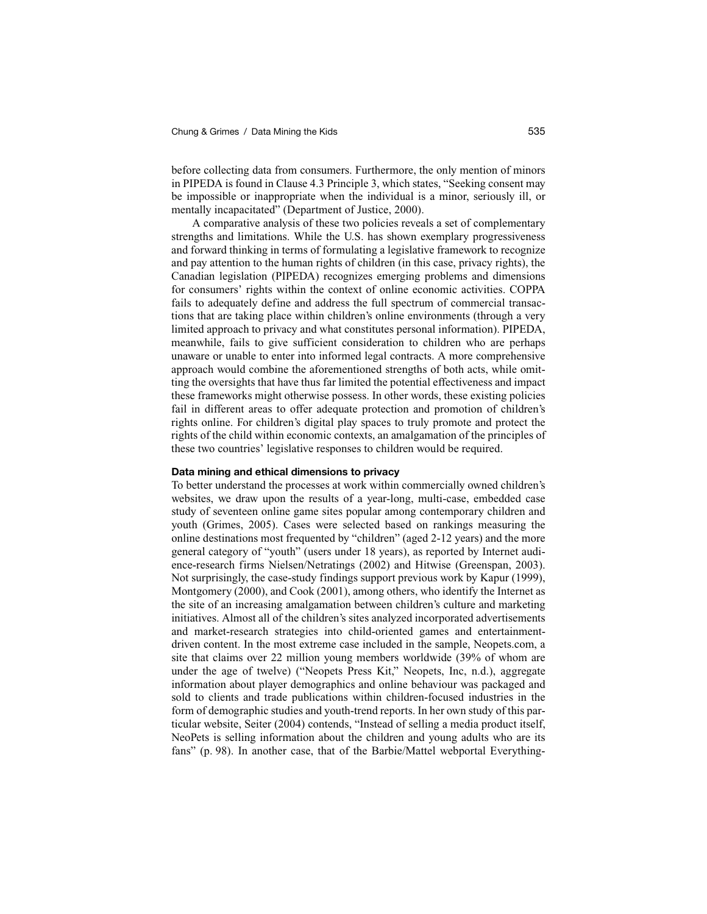before collecting data from consumers. Furthermore, the only mention of minors in PIPEDA is found in Clause 4.3 Principle 3, which states, "Seeking consent may be impossible or inappropriate when the individual is a minor, seriously ill, or mentally incapacitated" (Department of Justice, 2000).

A comparative analysis of these two policies reveals a set of complementary strengths and limitations. While the U.S. has shown exemplary progressiveness and forward thinking in terms of formulating a legislative framework to recognize and pay attention to the human rights of children (in this case, privacy rights), the Canadian legislation (PIPEDA) recognizes emerging problems and dimensions for consumers' rights within the context of online economic activities. COPPA fails to adequately define and address the full spectrum of commercial transactions that are taking place within children's online environments (through a very limited approach to privacy and what constitutes personal information). PIPEDA, meanwhile, fails to give sufficient consideration to children who are perhaps unaware or unable to enter into informed legal contracts. A more comprehensive approach would combine the aforementioned strengths of both acts, while omitting the oversights that have thus far limited the potential effectiveness and impact these frameworks might otherwise possess. In other words, these existing policies fail in different areas to offer adequate protection and promotion of children's rights online. For children's digital play spaces to truly promote and protect the rights of the child within economic contexts, an amalgamation of the principles of these two countries' legislative responses to children would be required.

#### Data mining and ethical dimensions to privacy

To better understand the processes at work within commercially owned children's websites, we draw upon the results of a year-long, multi-case, embedded case study of seventeen online game sites popular among contemporary children and youth (Grimes, 2005). Cases were selected based on rankings measuring the online destinations most frequented by "children" (aged 2-12 years) and the more general category of "youth" (users under 18 years), as reported by Internet audience-research firms Nielsen/Netratings (2002) and Hitwise (Greenspan, 2003). Not surprisingly, the case-study findings support previous work by Kapur (1999), Montgomery (2000), and Cook (2001), among others, who identify the Internet as the site of an increasing amalgamation between children's culture and marketing initiatives. Almost all of the children's sites analyzed incorporated advertisements and market-research strategies into child-oriented games and entertainment-driven content. In the most extreme case included in the sample, Neopets.com, a site that claims over 22 million young members worldwide (39% of whom are under the age of twelve) ("Neopets Press Kit," Neopets, Inc, n.d.), aggregate information about player demographics and online behaviour was packaged and sold to clients and trade publications within children-focused industries in the form of demographic studies and youth-trend reports. In her own study of this particular website, Seiter (2004) contends, "Instead of selling a media product itself, NeoPets is selling information about the children and young adults who are its fans" (p. 98). In another case, that of the Barbie/Mattel webportal Everything-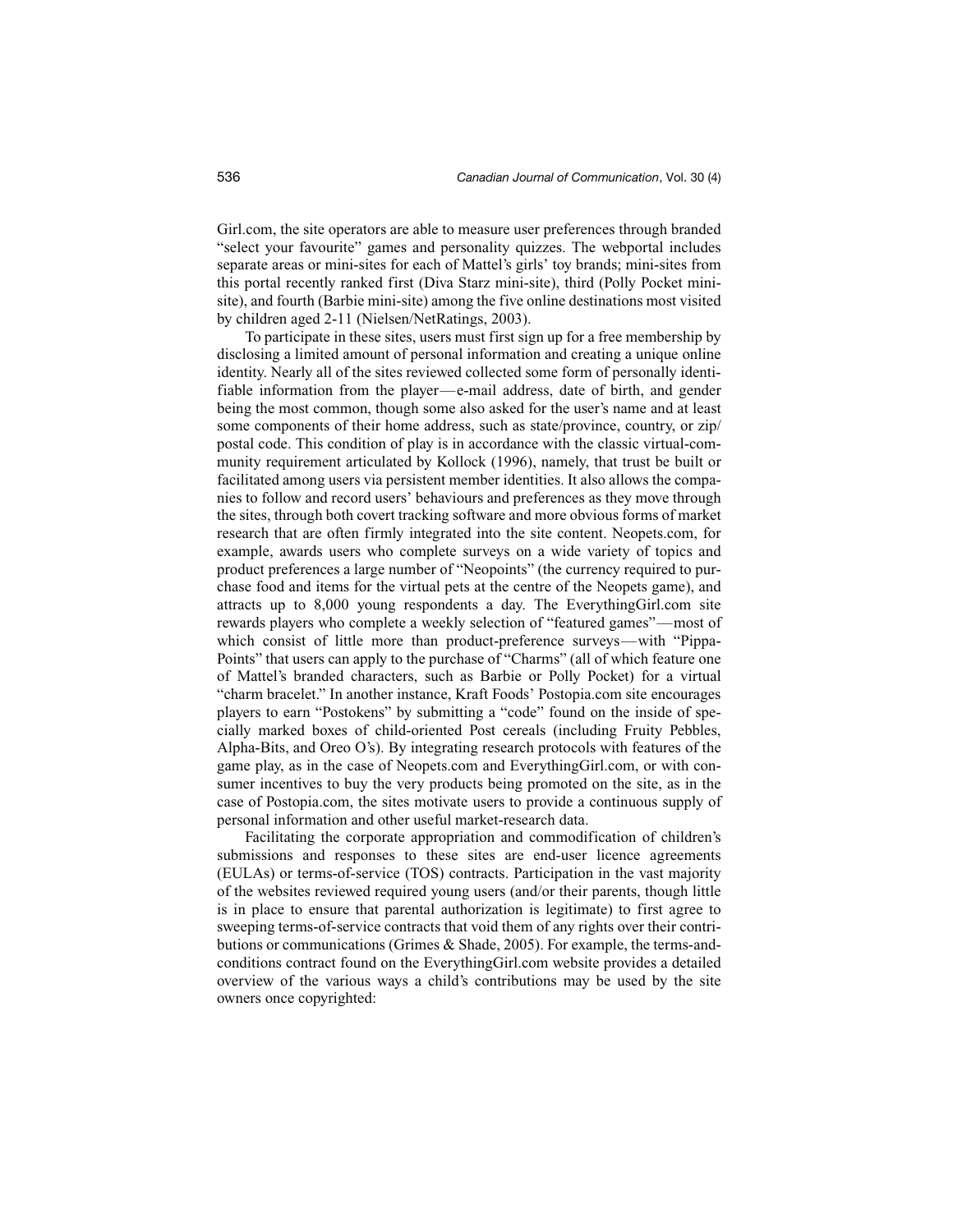Girl.com, the site operators are able to measure user preferences through branded "select your favourite" games and personality quizzes. The webportal includes separate areas or mini-sites for each of Mattel's girls' toy brands; mini-sites from this portal recently ranked first (Diva Starz mini-site), third (Polly Pocket mini-site), and fourth (Barbie mini-site) among the five online destinations most visited by children aged 2-11 (Nielsen/NetRatings, 2003).

To participate in these sites, users must first sign up for a free membership by disclosing a limited amount of personal information and creating a unique online identity. Nearly all of the sites reviewed collected some form of personally identifiable information from the player—e-mail address, date of birth, and gender being the most common, though some also asked for the user's name and at least some components of their home address, such as state/province, country, or zip/postal code. This condition of play is in accordance with the classic virtual-community requirement articulated by Kollock (1996), namely, that trust be built or facilitated among users via persistent member identities. It also allows the companies to follow and record users' behaviours and preferences as they move through the sites, through both covert tracking software and more obvious forms of market research that are often firmly integrated into the site content. Neopets.com, for example, awards users who complete surveys on a wide variety of topics and product preferences a large number of "Neopoints" (the currency required to purchase food and items for the virtual pets at the centre of the Neopets game), and attracts up to 8,000 young respondents a day. The EverythingGirl.com site rewards players who complete a weekly selection of "featured games"—most of which consist of little more than product-preference surveys—with "Pippa-Points" that users can apply to the purchase of "Charms" (all of which feature one of Mattel's branded characters, such as Barbie or Polly Pocket) for a virtual "charm bracelet." In another instance, Kraft Foods' Postopia.com site encourages players to earn "Postokens" by submitting a "code" found on the inside of specially marked boxes of child-oriented Post cereals (including Fruity Pebbles, Alpha-Bits, and Oreo O's). By integrating research protocols with features of the game play, as in the case of Neopets.com and EverythingGirl.com, or with consumer incentives to buy the very products being promoted on the site, as in the case of Postopia.com, the sites motivate users to provide a continuous supply of personal information and other useful market-research data.

Facilitating the corporate appropriation and commodification of children's submissions and responses to these sites are end-user licence agreements (EULAs) or terms-of-service (TOS) contracts. Participation in the vast majority of the websites reviewed required young users (and/or their parents, though little is in place to ensure that parental authorization is legitimate) to first agree to sweeping terms-of-service contracts that void them of any rights over their contributions or communications (Grimes & Shade, 2005). For example, the terms-and-conditions contract found on the EverythingGirl.com website provides a detailed overview of the various ways a child's contributions may be used by the site owners once copyrighted: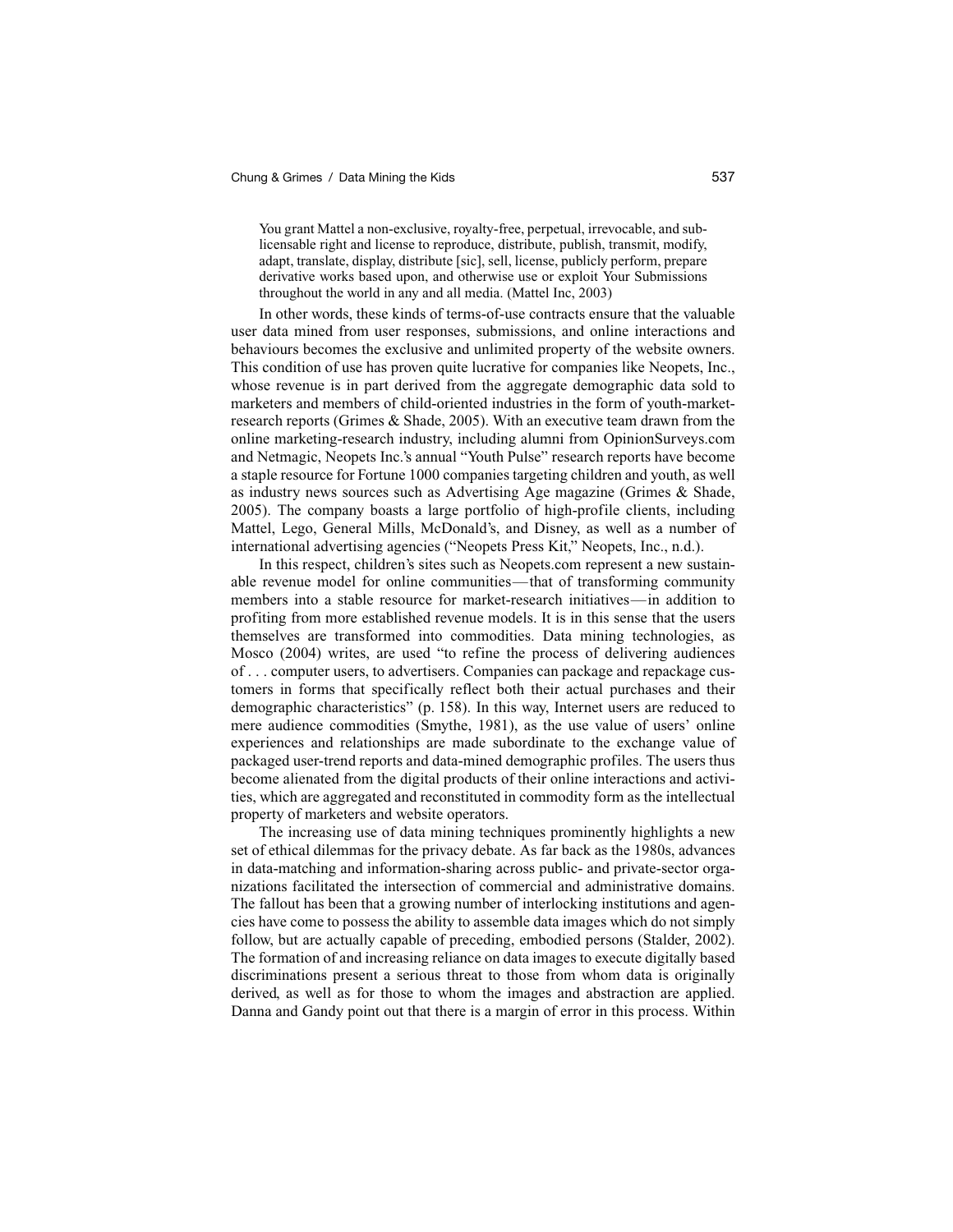> You grant Mattel a non-exclusive, royalty-free, perpetual, irrevocable, and sub-licensable right and license to reproduce, distribute, publish, transmit, modify, adapt, translate, display, distribute [sic], sell, license, publicly perform, prepare derivative works based upon, and otherwise use or exploit Your Submissions throughout the world in any and all media. (Mattel Inc, 2003)

In other words, these kinds of terms-of-use contracts ensure that the valuable user data mined from user responses, submissions, and online interactions and behaviours becomes the exclusive and unlimited property of the website owners. This condition of use has proven quite lucrative for companies like Neopets, Inc., whose revenue is in part derived from the aggregate demographic data sold to marketers and members of child-oriented industries in the form of youth-market-research reports (Grimes & Shade, 2005). With an executive team drawn from the online marketing-research industry, including alumni from OpinionSurveys.com and Netmagic, Neopets Inc.'s annual "Youth Pulse" research reports have become a staple resource for Fortune 1000 companies targeting children and youth, as well as industry news sources such as Advertising Age magazine (Grimes & Shade, 2005). The company boasts a large portfolio of high-profile clients, including Mattel, Lego, General Mills, McDonald's, and Disney, as well as a number of international advertising agencies ("Neopets Press Kit," Neopets, Inc., n.d.).

In this respect, children's sites such as Neopets.com represent a new sustainable revenue model for online communities—that of transforming community members into a stable resource for market-research initiatives—in addition to profiting from more established revenue models. It is in this sense that the users themselves are transformed into commodities. Data mining technologies, as Mosco (2004) writes, are used "to refine the process of delivering audiences of . . . computer users, to advertisers. Companies can package and repackage customers in forms that specifically reflect both their actual purchases and their demographic characteristics" (p. 158). In this way, Internet users are reduced to mere audience commodities (Smythe, 1981), as the use value of users' online experiences and relationships are made subordinate to the exchange value of packaged user-trend reports and data-mined demographic profiles. The users thus become alienated from the digital products of their online interactions and activities, which are aggregated and reconstituted in commodity form as the intellectual property of marketers and website operators.

The increasing use of data mining techniques prominently highlights a new set of ethical dilemmas for the privacy debate. As far back as the 1980s, advances in data-matching and information-sharing across public- and private-sector organizations facilitated the intersection of commercial and administrative domains. The fallout has been that a growing number of interlocking institutions and agencies have come to possess the ability to assemble data images which do not simply follow, but are actually capable of preceding, embodied persons (Stalder, 2002). The formation of and increasing reliance on data images to execute digitally based discriminations present a serious threat to those from whom data is originally derived, as well as for those to whom the images and abstraction are applied. Danna and Gandy point out that there is a margin of error in this process. Within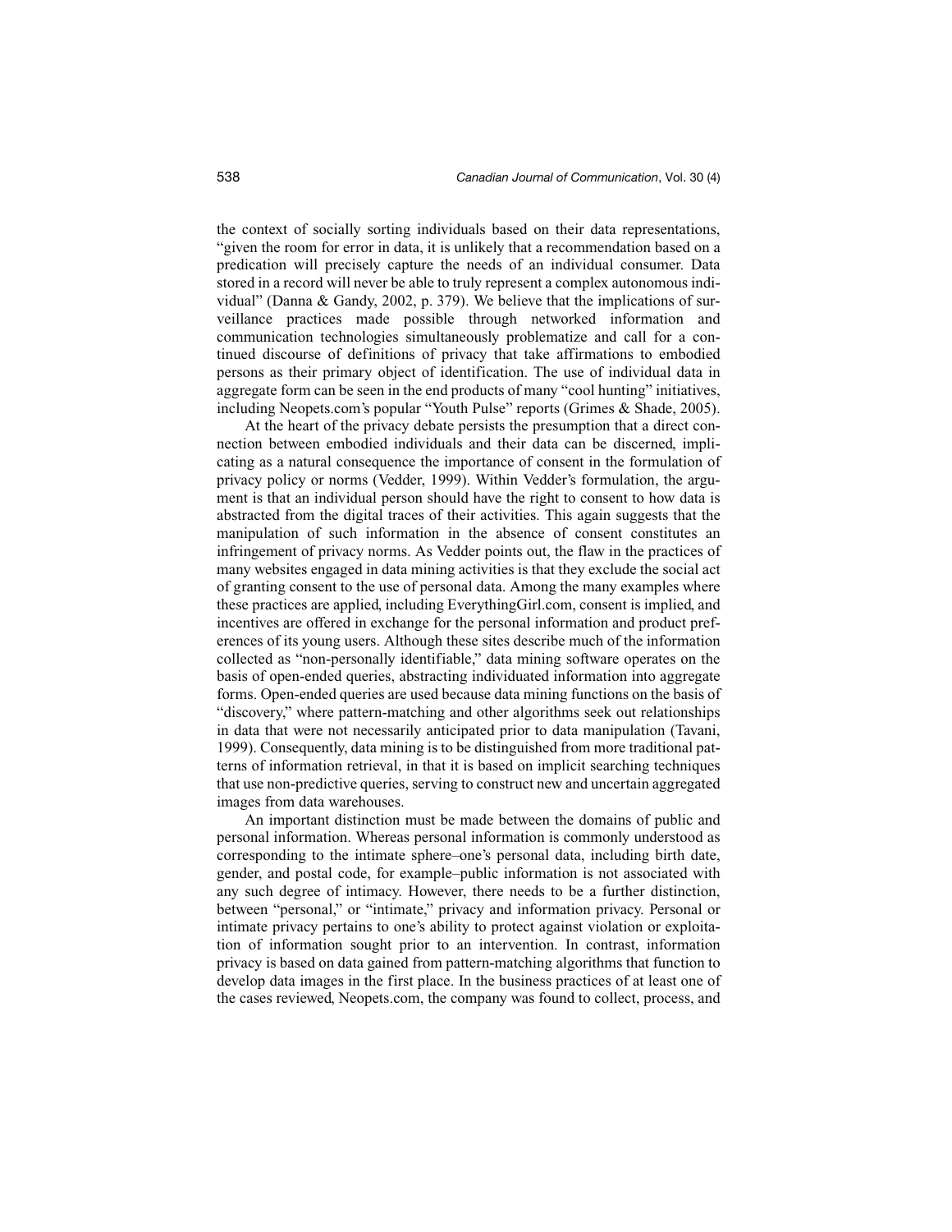the context of socially sorting individuals based on their data representations, "given the room for error in data, it is unlikely that a recommendation based on a predication will precisely capture the needs of an individual consumer. Data stored in a record will never be able to truly represent a complex autonomous individual" (Danna & Gandy, 2002, p. 379). We believe that the implications of surveillance practices made possible through networked information and communication technologies simultaneously problematize and call for a continued discourse of definitions of privacy that take affirmations to embodied persons as their primary object of identification. The use of individual data in aggregate form can be seen in the end products of many "cool hunting" initiatives, including Neopets.com's popular "Youth Pulse" reports (Grimes & Shade, 2005).

At the heart of the privacy debate persists the presumption that a direct connection between embodied individuals and their data can be discerned, implicating as a natural consequence the importance of consent in the formulation of privacy policy or norms (Vedder, 1999). Within Vedder's formulation, the argument is that an individual person should have the right to consent to how data is abstracted from the digital traces of their activities. This again suggests that the manipulation of such information in the absence of consent constitutes an infringement of privacy norms. As Vedder points out, the flaw in the practices of many websites engaged in data mining activities is that they exclude the social act of granting consent to the use of personal data. Among the many examples where these practices are applied, including EverythingGirl.com, consent is implied, and incentives are offered in exchange for the personal information and product preferences of its young users. Although these sites describe much of the information collected as "non-personally identifiable," data mining software operates on the basis of open-ended queries, abstracting individuated information into aggregate forms. Open-ended queries are used because data mining functions on the basis of "discovery," where pattern-matching and other algorithms seek out relationships in data that were not necessarily anticipated prior to data manipulation (Tavani, 1999). Consequently, data mining is to be distinguished from more traditional patterns of information retrieval, in that it is based on implicit searching techniques that use non-predictive queries, serving to construct new and uncertain aggregated images from data warehouses.

An important distinction must be made between the domains of public and personal information. Whereas personal information is commonly understood as corresponding to the intimate sphere–one's personal data, including birth date, gender, and postal code, for example–public information is not associated with any such degree of intimacy. However, there needs to be a further distinction, between "personal," or "intimate," privacy and information privacy. Personal or intimate privacy pertains to one's ability to protect against violation or exploitation of information sought prior to an intervention. In contrast, information privacy is based on data gained from pattern-matching algorithms that function to develop data images in the first place. In the business practices of at least one of the cases reviewed, Neopets.com, the company was found to collect, process, and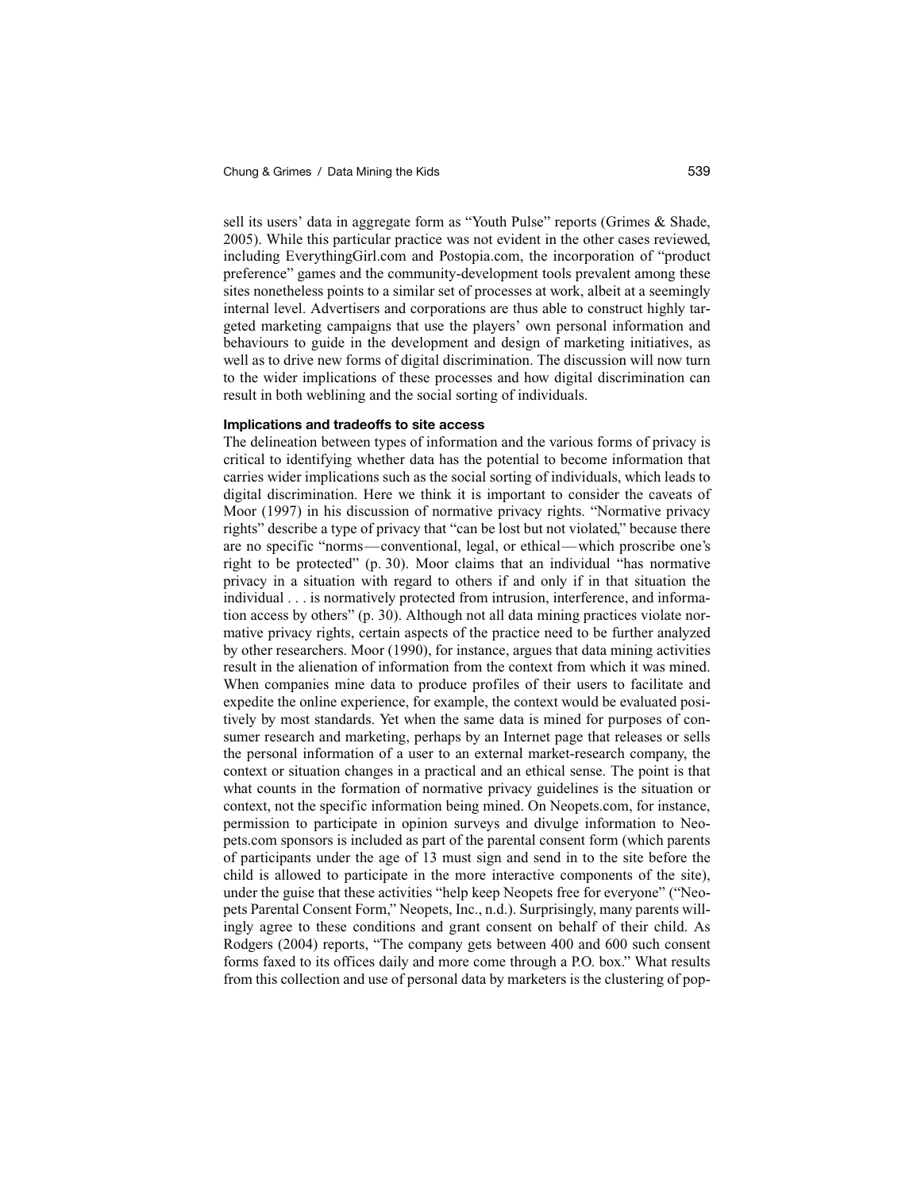sell its users' data in aggregate form as "Youth Pulse" reports (Grimes & Shade, 2005). While this particular practice was not evident in the other cases reviewed, including EverythingGirl.com and Postopia.com, the incorporation of "product preference" games and the community-development tools prevalent among these sites nonetheless points to a similar set of processes at work, albeit at a seemingly internal level. Advertisers and corporations are thus able to construct highly targeted marketing campaigns that use the players' own personal information and behaviours to guide in the development and design of marketing initiatives, as well as to drive new forms of digital discrimination. The discussion will now turn to the wider implications of these processes and how digital discrimination can result in both weblining and the social sorting of individuals.

### Implications and tradeoffs to site access

The delineation between types of information and the various forms of privacy is critical to identifying whether data has the potential to become information that carries wider implications such as the social sorting of individuals, which leads to digital discrimination. Here we think it is important to consider the caveats of Moor (1997) in his discussion of normative privacy rights. "Normative privacy rights" describe a type of privacy that "can be lost but not violated," because there are no specific "norms—conventional, legal, or ethical—which proscribe one's right to be protected" (p. 30). Moor claims that an individual "has normative privacy in a situation with regard to others if and only if in that situation the individual . . . is normatively protected from intrusion, interference, and information access by others" (p. 30). Although not all data mining practices violate normative privacy rights, certain aspects of the practice need to be further analyzed by other researchers. Moor (1990), for instance, argues that data mining activities result in the alienation of information from the context from which it was mined. When companies mine data to produce profiles of their users to facilitate and expedite the online experience, for example, the context would be evaluated positively by most standards. Yet when the same data is mined for purposes of consumer research and marketing, perhaps by an Internet page that releases or sells the personal information of a user to an external market-research company, the context or situation changes in a practical and an ethical sense. The point is that what counts in the formation of normative privacy guidelines is the situation or context, not the specific information being mined. On Neopets.com, for instance, permission to participate in opinion surveys and divulge information to Neopets.com sponsors is included as part of the parental consent form (which parents of participants under the age of 13 must sign and send in to the site before the child is allowed to participate in the more interactive components of the site), under the guise that these activities "help keep Neopets free for everyone" ("Neopets Parental Consent Form," Neopets, Inc., n.d.). Surprisingly, many parents willingly agree to these conditions and grant consent on behalf of their child. As Rodgers (2004) reports, "The company gets between 400 and 600 such consent forms faxed to its offices daily and more come through a P.O. box." What results from this collection and use of personal data by marketers is the clustering of pop-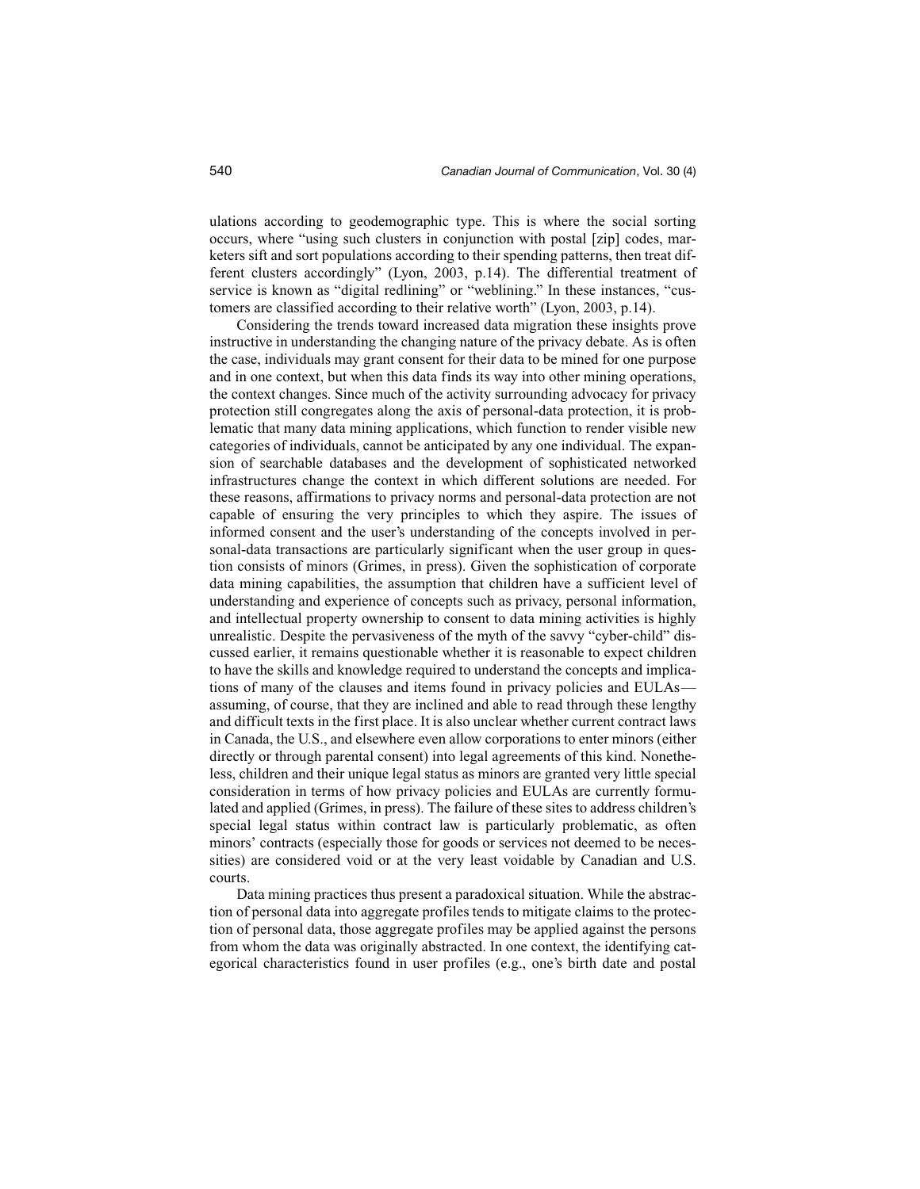ulations according to geodemographic type. This is where the social sorting occurs, where "using such clusters in conjunction with postal [zip] codes, marketers sift and sort populations according to their spending patterns, then treat different clusters accordingly" (Lyon, 2003, p.14). The differential treatment of service is known as "digital redlining" or "weblining." In these instances, "customers are classified according to their relative worth" (Lyon, 2003, p.14).

Considering the trends toward increased data migration these insights prove instructive in understanding the changing nature of the privacy debate. As is often the case, individuals may grant consent for their data to be mined for one purpose and in one context, but when this data finds its way into other mining operations, the context changes. Since much of the activity surrounding advocacy for privacy protection still congregates along the axis of personal-data protection, it is problematic that many data mining applications, which function to render visible new categories of individuals, cannot be anticipated by any one individual. The expansion of searchable databases and the development of sophisticated networked infrastructures change the context in which different solutions are needed. For these reasons, affirmations to privacy norms and personal-data protection are not capable of ensuring the very principles to which they aspire. The issues of informed consent and the user's understanding of the concepts involved in personal-data transactions are particularly significant when the user group in question consists of minors (Grimes, in press). Given the sophistication of corporate data mining capabilities, the assumption that children have a sufficient level of understanding and experience of concepts such as privacy, personal information, and intellectual property ownership to consent to data mining activities is highly unrealistic. Despite the pervasiveness of the myth of the savvy "cyber-child" discussed earlier, it remains questionable whether it is reasonable to expect children to have the skills and knowledge required to understand the concepts and implications of many of the clauses and items found in privacy policies and EULAs—assuming, of course, that they are inclined and able to read through these lengthy and difficult texts in the first place. It is also unclear whether current contract laws in Canada, the U.S., and elsewhere even allow corporations to enter minors (either directly or through parental consent) into legal agreements of this kind. Nonetheless, children and their unique legal status as minors are granted very little special consideration in terms of how privacy policies and EULAs are currently formulated and applied (Grimes, in press). The failure of these sites to address children's special legal status within contract law is particularly problematic, as often minors' contracts (especially those for goods or services not deemed to be necessities) are considered void or at the very least voidable by Canadian and U.S. courts.

Data mining practices thus present a paradoxical situation. While the abstraction of personal data into aggregate profiles tends to mitigate claims to the protection of personal data, those aggregate profiles may be applied against the persons from whom the data was originally abstracted. In one context, the identifying categorical characteristics found in user profiles (e.g., one's birth date and postal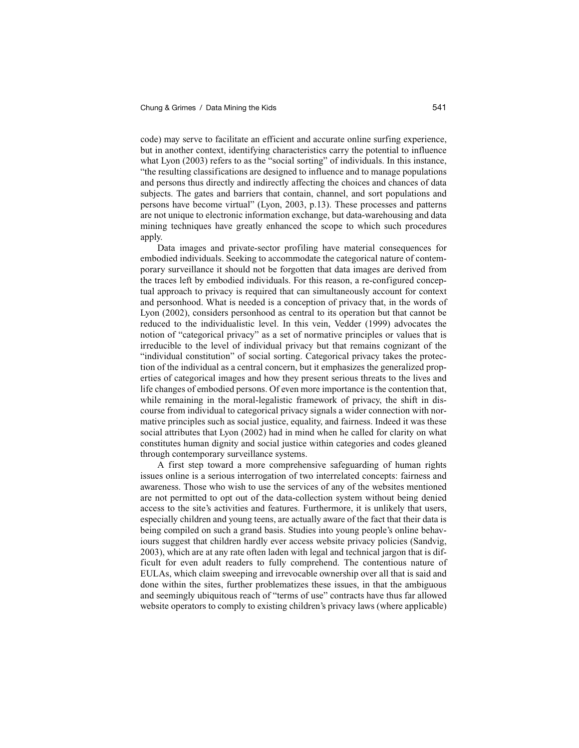code) may serve to facilitate an efficient and accurate online surfing experience, but in another context, identifying characteristics carry the potential to influence what Lyon (2003) refers to as the "social sorting" of individuals. In this instance, "the resulting classifications are designed to influence and to manage populations and persons thus directly and indirectly affecting the choices and chances of data subjects. The gates and barriers that contain, channel, and sort populations and persons have become virtual" (Lyon, 2003, p.13). These processes and patterns are not unique to electronic information exchange, but data-warehousing and data mining techniques have greatly enhanced the scope to which such procedures apply.

Data images and private-sector profiling have material consequences for embodied individuals. Seeking to accommodate the categorical nature of contemporary surveillance it should not be forgotten that data images are derived from the traces left by embodied individuals. For this reason, a re-configured conceptual approach to privacy is required that can simultaneously account for context and personhood. What is needed is a conception of privacy that, in the words of Lyon (2002), considers personhood as central to its operation but that cannot be reduced to the individualistic level. In this vein, Vedder (1999) advocates the notion of "categorical privacy" as a set of normative principles or values that is irreducible to the level of individual privacy but that remains cognizant of the "individual constitution" of social sorting. Categorical privacy takes the protection of the individual as a central concern, but it emphasizes the generalized properties of categorical images and how they present serious threats to the lives and life changes of embodied persons. Of even more importance is the contention that, while remaining in the moral-legalistic framework of privacy, the shift in discourse from individual to categorical privacy signals a wider connection with normative principles such as social justice, equality, and fairness. Indeed it was these social attributes that Lyon (2002) had in mind when he called for clarity on what constitutes human dignity and social justice within categories and codes gleaned through contemporary surveillance systems.

A first step toward a more comprehensive safeguarding of human rights issues online is a serious interrogation of two interrelated concepts: fairness and awareness. Those who wish to use the services of any of the websites mentioned are not permitted to opt out of the data-collection system without being denied access to the site's activities and features. Furthermore, it is unlikely that users, especially children and young teens, are actually aware of the fact that their data is being compiled on such a grand basis. Studies into young people's online behaviours suggest that children hardly ever access website privacy policies (Sandvig, 2003), which are at any rate often laden with legal and technical jargon that is difficult for even adult readers to fully comprehend. The contentious nature of EULAs, which claim sweeping and irrevocable ownership over all that is said and done within the sites, further problematizes these issues, in that the ambiguous and seemingly ubiquitous reach of "terms of use" contracts have thus far allowed website operators to comply to existing children's privacy laws (where applicable)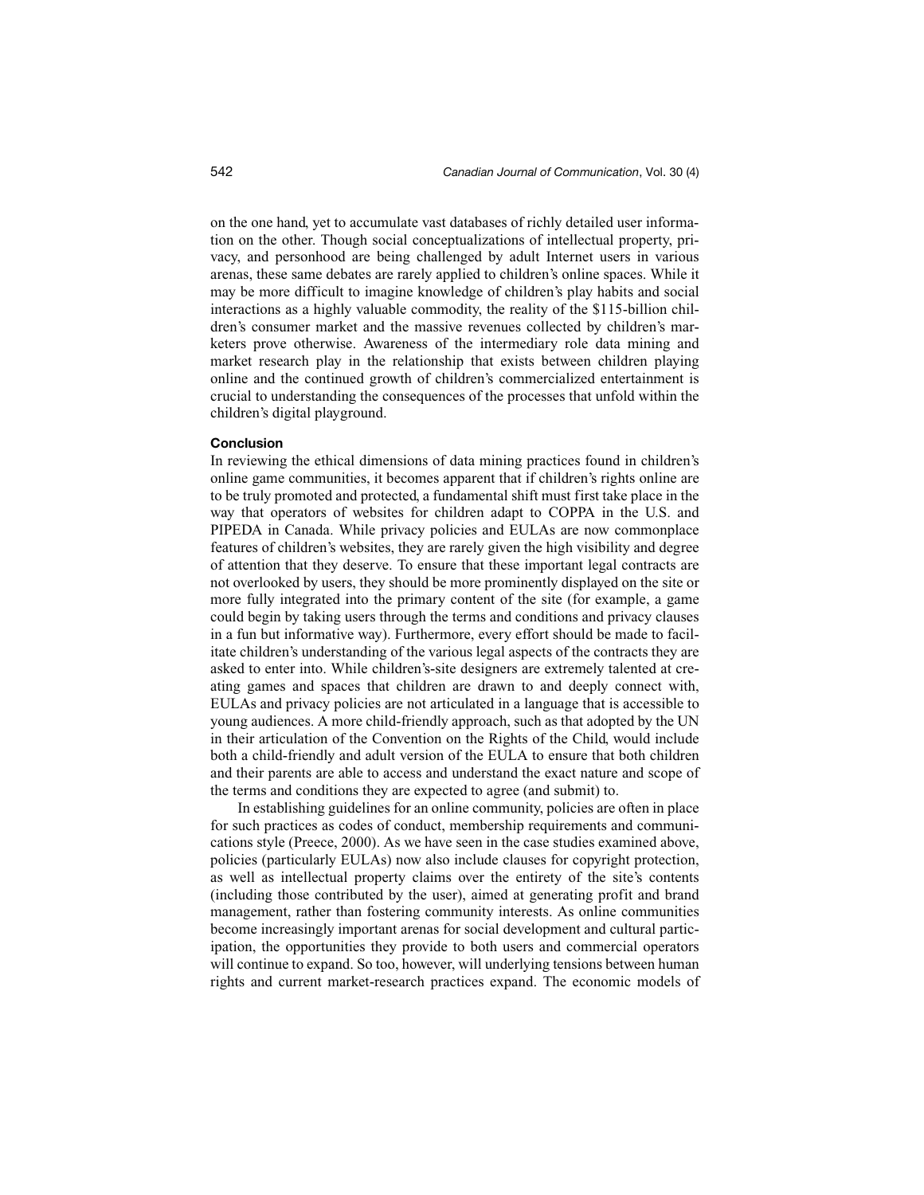on the one hand, yet to accumulate vast databases of richly detailed user information on the other. Though social conceptualizations of intellectual property, privacy, and personhood are being challenged by adult Internet users in various arenas, these same debates are rarely applied to children's online spaces. While it may be more difficult to imagine knowledge of children's play habits and social interactions as a highly valuable commodity, the reality of the $115-billion children's consumer market and the massive revenues collected by children's marketers prove otherwise. Awareness of the intermediary role data mining and market research play in the relationship that exists between children playing online and the continued growth of children's commercialized entertainment is crucial to understanding the consequences of the processes that unfold within the children's digital playground.

### Conclusion

In reviewing the ethical dimensions of data mining practices found in children's online game communities, it becomes apparent that if children's rights online are to be truly promoted and protected, a fundamental shift must first take place in the way that operators of websites for children adapt to COPPA in the U.S. and PIPEDA in Canada. While privacy policies and EULAs are now commonplace features of children's websites, they are rarely given the high visibility and degree of attention that they deserve. To ensure that these important legal contracts are not overlooked by users, they should be more prominently displayed on the site or more fully integrated into the primary content of the site (for example, a game could begin by taking users through the terms and conditions and privacy clauses in a fun but informative way). Furthermore, every effort should be made to facilitate children's understanding of the various legal aspects of the contracts they are asked to enter into. While children's-site designers are extremely talented at creating games and spaces that children are drawn to and deeply connect with, EULAs and privacy policies are not articulated in a language that is accessible to young audiences. A more child-friendly approach, such as that adopted by the UN in their articulation of the Convention on the Rights of the Child, would include both a child-friendly and adult version of the EULA to ensure that both children and their parents are able to access and understand the exact nature and scope of the terms and conditions they are expected to agree (and submit) to.

In establishing guidelines for an online community, policies are often in place for such practices as codes of conduct, membership requirements and communications style (Preece, 2000). As we have seen in the case studies examined above, policies (particularly EULAs) now also include clauses for copyright protection, as well as intellectual property claims over the entirety of the site's contents (including those contributed by the user), aimed at generating profit and brand management, rather than fostering community interests. As online communities become increasingly important arenas for social development and cultural participation, the opportunities they provide to both users and commercial operators will continue to expand. So too, however, will underlying tensions between human rights and current market-research practices expand. The economic models of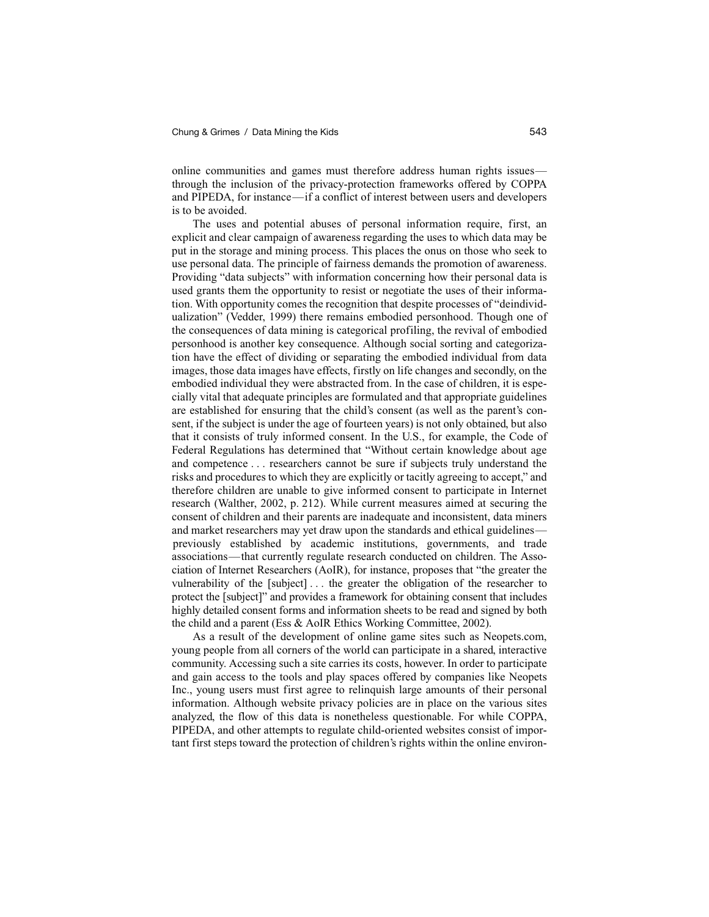online communities and games must therefore address human rights issues—through the inclusion of the privacy-protection frameworks offered by COPPA and PIPEDA, for instance—if a conflict of interest between users and developers is to be avoided.

The uses and potential abuses of personal information require, first, an explicit and clear campaign of awareness regarding the uses to which data may be put in the storage and mining process. This places the onus on those who seek to use personal data. The principle of fairness demands the promotion of awareness. Providing "data subjects" with information concerning how their personal data is used grants them the opportunity to resist or negotiate the uses of their information. With opportunity comes the recognition that despite processes of "deindividualization" (Vedder, 1999) there remains embodied personhood. Though one of the consequences of data mining is categorical profiling, the revival of embodied personhood is another key consequence. Although social sorting and categorization have the effect of dividing or separating the embodied individual from data images, those data images have effects, firstly on life changes and secondly, on the embodied individual they were abstracted from. In the case of children, it is especially vital that adequate principles are formulated and that appropriate guidelines are established for ensuring that the child's consent (as well as the parent's consent, if the subject is under the age of fourteen years) is not only obtained, but also that it consists of truly informed consent. In the U.S., for example, the Code of Federal Regulations has determined that "Without certain knowledge about age and competence . . . researchers cannot be sure if subjects truly understand the risks and procedures to which they are explicitly or tacitly agreeing to accept," and therefore children are unable to give informed consent to participate in Internet research (Walther, 2002, p. 212). While current measures aimed at securing the consent of children and their parents are inadequate and inconsistent, data miners and market researchers may yet draw upon the standards and ethical guidelines—previously established by academic institutions, governments, and trade associations—that currently regulate research conducted on children. The Association of Internet Researchers (AoIR), for instance, proposes that "the greater the vulnerability of the [subject] . . . the greater the obligation of the researcher to protect the [subject]" and provides a framework for obtaining consent that includes highly detailed consent forms and information sheets to be read and signed by both the child and a parent (Ess & AoIR Ethics Working Committee, 2002).

As a result of the development of online game sites such as Neopets.com, young people from all corners of the world can participate in a shared, interactive community. Accessing such a site carries its costs, however. In order to participate and gain access to the tools and play spaces offered by companies like Neopets Inc., young users must first agree to relinquish large amounts of their personal information. Although website privacy policies are in place on the various sites analyzed, the flow of this data is nonetheless questionable. For while COPPA, PIPEDA, and other attempts to regulate child-oriented websites consist of important first steps toward the protection of children's rights within the online environ-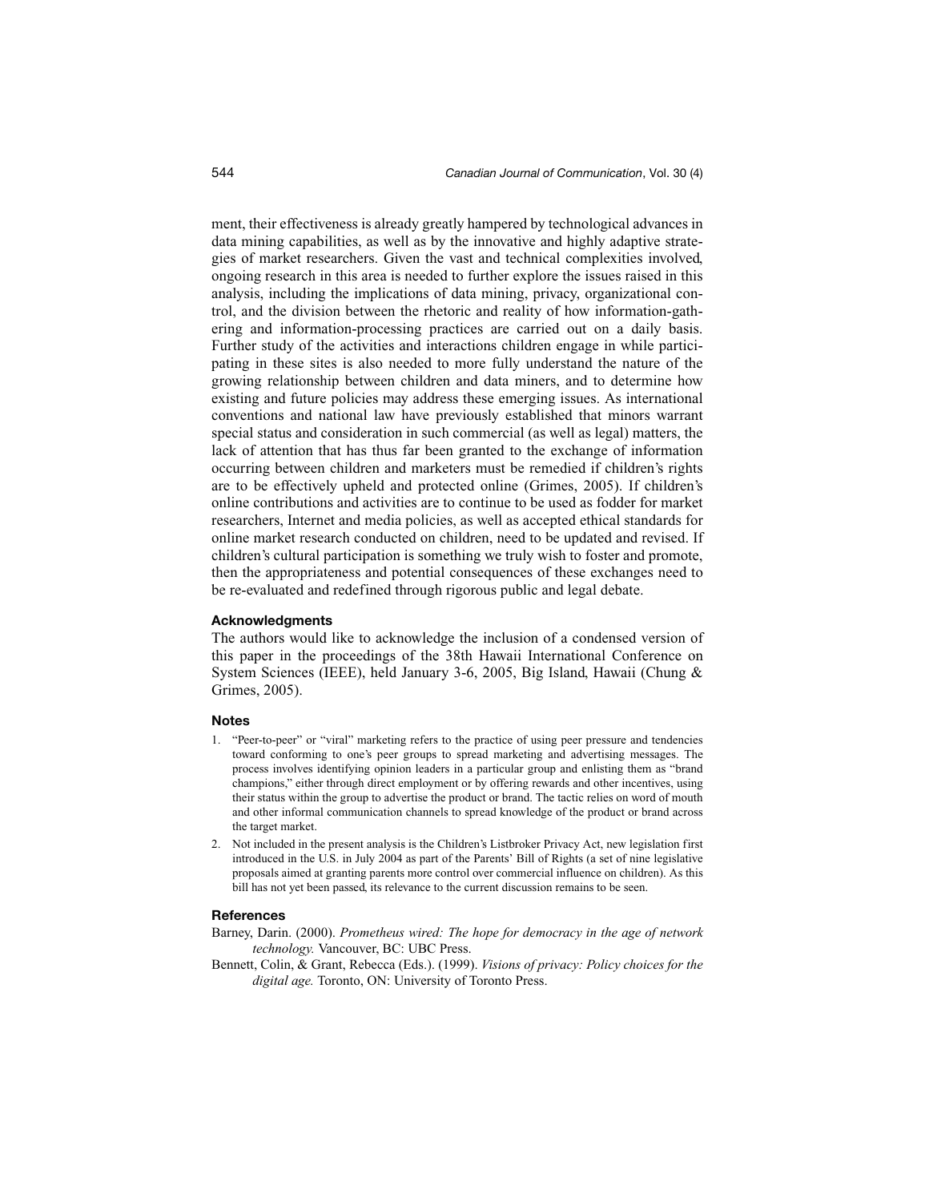ment, their effectiveness is already greatly hampered by technological advances in data mining capabilities, as well as by the innovative and highly adaptive strategies of market researchers. Given the vast and technical complexities involved, ongoing research in this area is needed to further explore the issues raised in this analysis, including the implications of data mining, privacy, organizational control, and the division between the rhetoric and reality of how information-gathering and information-processing practices are carried out on a daily basis. Further study of the activities and interactions children engage in while participating in these sites is also needed to more fully understand the nature of the growing relationship between children and data miners, and to determine how existing and future policies may address these emerging issues. As international conventions and national law have previously established that minors warrant special status and consideration in such commercial (as well as legal) matters, the lack of attention that has thus far been granted to the exchange of information occurring between children and marketers must be remedied if children's rights are to be effectively upheld and protected online (Grimes, 2005). If children's online contributions and activities are to continue to be used as fodder for market researchers, Internet and media policies, as well as accepted ethical standards for online market research conducted on children, need to be updated and revised. If children's cultural participation is something we truly wish to foster and promote, then the appropriateness and potential consequences of these exchanges need to be re-evaluated and redefined through rigorous public and legal debate.

### Acknowledgments

The authors would like to acknowledge the inclusion of a condensed version of this paper in the proceedings of the 38th Hawaii International Conference on System Sciences (IEEE), held January 3-6, 2005, Big Island, Hawaii (Chung & Grimes, 2005).

### Notes

1. "Peer-to-peer" or "viral" marketing refers to the practice of using peer pressure and tendencies toward conforming to one's peer groups to spread marketing and advertising messages. The process involves identifying opinion leaders in a particular group and enlisting them as "brand champions," either through direct employment or by offering rewards and other incentives, using their status within the group to advertise the product or brand. The tactic relies on word of mouth and other informal communication channels to spread knowledge of the product or brand across the target market.
2. Not included in the present analysis is the Children's Listbroker Privacy Act, new legislation first introduced in the U.S. in July 2004 as part of the Parents' Bill of Rights (a set of nine legislative proposals aimed at granting parents more control over commercial influence on children). As this bill has not yet been passed, its relevance to the current discussion remains to be seen.

### References

Barney, Darin. (2000). *Prometheus wired: The hope for democracy in the age of network technology.* Vancouver, BC: UBC Press.

Bennett, Colin, & Grant, Rebecca (Eds.). (1999). *Visions of privacy: Policy choices for the digital age.* Toronto, ON: University of Toronto Press.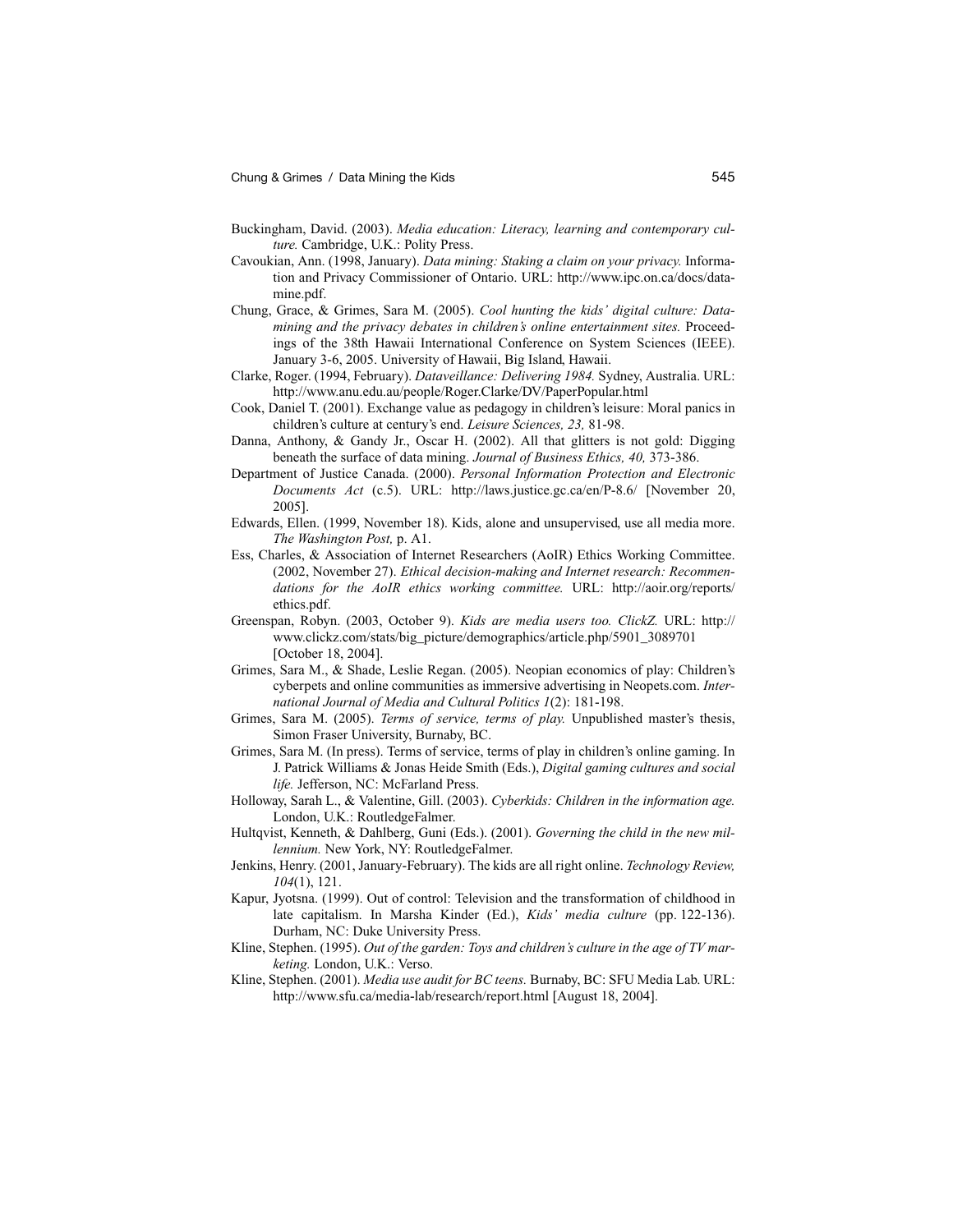Buckingham, David. (2003). *Media education: Literacy, learning and contemporary culture.* Cambridge, U.K.: Polity Press.

Cavoukian, Ann. (1998, January). *Data mining: Staking a claim on your privacy.* Information and Privacy Commissioner of Ontario. URL: http://www.ipc.on.ca/docs/datamine.pdf.

Chung, Grace, & Grimes, Sara M. (2005). *Cool hunting the kids' digital culture: Datamining and the privacy debates in children's online entertainment sites.* Proceedings of the 38th Hawaii International Conference on System Sciences (IEEE). January 3-6, 2005. University of Hawaii, Big Island, Hawaii.

Clarke, Roger. (1994, February). *Dataveillance: Delivering 1984.* Sydney, Australia. URL: http://www.anu.edu.au/people/Roger.Clarke/DV/PaperPopular.html

Cook, Daniel T. (2001). Exchange value as pedagogy in children's leisure: Moral panics in children's culture at century's end. *Leisure Sciences, 23,* 81-98.

Danna, Anthony, & Gandy Jr., Oscar H. (2002). All that glitters is not gold: Digging beneath the surface of data mining. *Journal of Business Ethics, 40,* 373-386.

Department of Justice Canada. (2000). *Personal Information Protection and Electronic Documents Act* (c.5). URL: http://laws.justice.gc.ca/en/P-8.6/ [November 20, 2005].

Edwards, Ellen. (1999, November 18). Kids, alone and unsupervised, use all media more. *The Washington Post,* p. A1.

Ess, Charles, & Association of Internet Researchers (AoIR) Ethics Working Committee. (2002, November 27). *Ethical decision-making and Internet research: Recommendations for the AoIR ethics working committee.* URL: http://aoir.org/reports/ethics.pdf.

Greenspan, Robyn. (2003, October 9). *Kids are media users too. ClickZ.* URL: http://www.clickz.com/stats/big_picture/demographics/article.php/5901_3089701 [October 18, 2004].

Grimes, Sara M., & Shade, Leslie Regan. (2005). Neopian economics of play: Children's cyberpets and online communities as immersive advertising in Neopets.com. *International Journal of Media and Cultural Politics 1*(2): 181-198.

Grimes, Sara M. (2005). *Terms of service, terms of play.* Unpublished master's thesis, Simon Fraser University, Burnaby, BC.

Grimes, Sara M. (In press). Terms of service, terms of play in children's online gaming. In J. Patrick Williams & Jonas Heide Smith (Eds.), *Digital gaming cultures and social life.* Jefferson, NC: McFarland Press.

Holloway, Sarah L., & Valentine, Gill. (2003). *Cyberkids: Children in the information age.* London, U.K.: RoutledgeFalmer.

Hultqvist, Kenneth, & Dahlberg, Guni (Eds.). (2001). *Governing the child in the new millennium.* New York, NY: RoutledgeFalmer.

Jenkins, Henry. (2001, January-February). The kids are all right online. *Technology Review, 104*(1), 121.

Kapur, Jyotsna. (1999). Out of control: Television and the transformation of childhood in late capitalism. In Marsha Kinder (Ed.), *Kids' media culture* (pp. 122-136). Durham, NC: Duke University Press.

Kline, Stephen. (1995). *Out of the garden: Toys and children's culture in the age of TV marketing.* London, U.K.: Verso.

Kline, Stephen. (2001). *Media use audit for BC teens.* Burnaby, BC: SFU Media Lab. URL: http://www.sfu.ca/media-lab/research/report.html [August 18, 2004].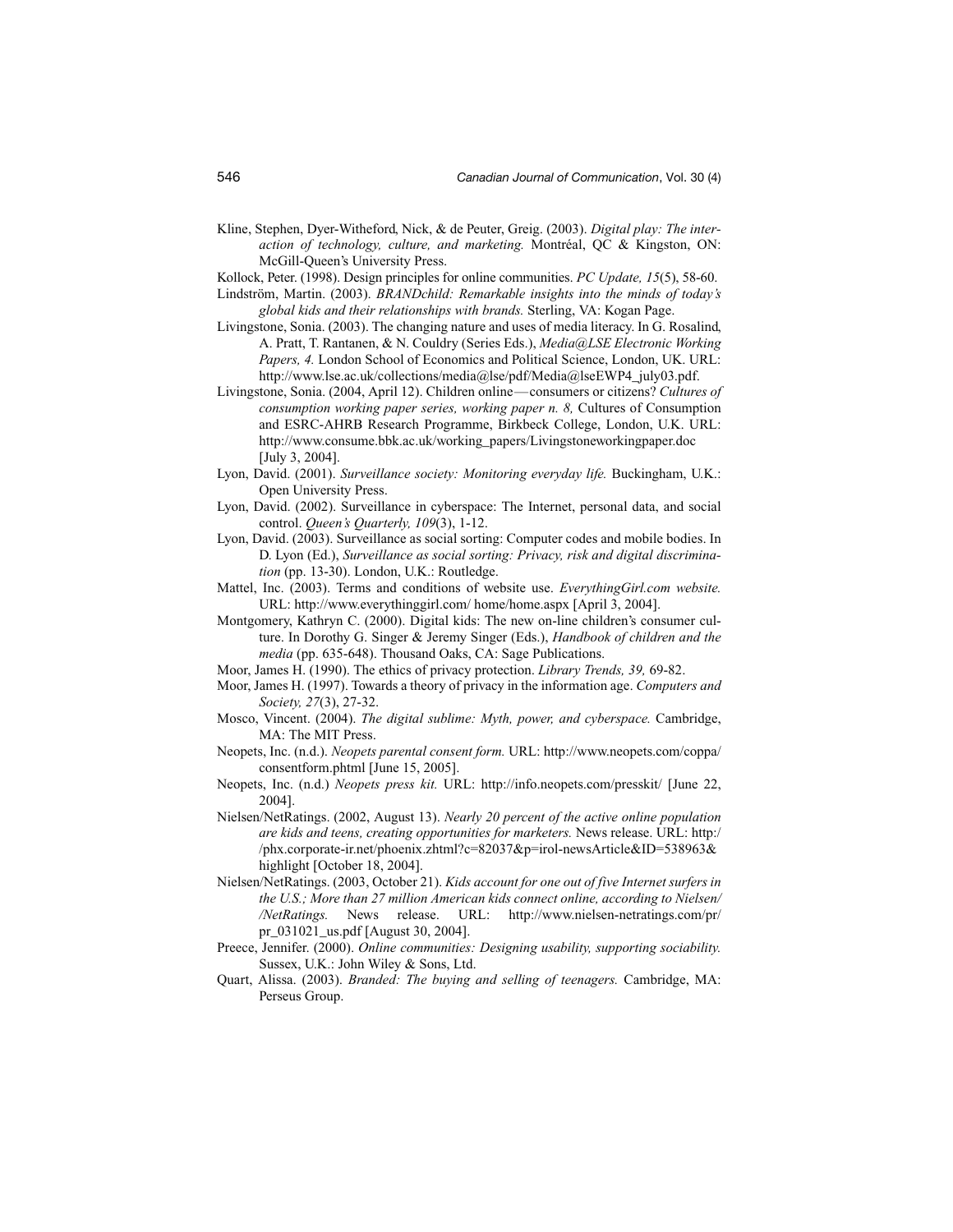Kline, Stephen, Dyer-Witheford, Nick, & de Peuter, Greig. (2003). *Digital play: The interaction of technology, culture, and marketing.* Montréal, QC & Kingston, ON: McGill-Queen's University Press.

Kollock, Peter. (1998). Design principles for online communities. *PC Update, 15*(5), 58-60.

Lindström, Martin. (2003). *BRANDchild: Remarkable insights into the minds of today's global kids and their relationships with brands.* Sterling, VA: Kogan Page.

Livingstone, Sonia. (2003). The changing nature and uses of media literacy. In G. Rosalind, A. Pratt, T. Rantanen, & N. Couldry (Series Eds.), *Media@LSE Electronic Working Papers, 4.* London School of Economics and Political Science, London, UK. URL: http://www.lse.ac.uk/collections/media@lse/pdf/Media@lseEWP4_july03.pdf.

Livingstone, Sonia. (2004, April 12). Children online—consumers or citizens? *Cultures of consumption working paper series, working paper n. 8,* Cultures of Consumption and ESRC-AHRB Research Programme, Birkbeck College, London, U.K. URL: http://www.consume.bbk.ac.uk/working_papers/Livingstoneworkingpaper.doc [July 3, 2004].

Lyon, David. (2001). *Surveillance society: Monitoring everyday life.* Buckingham, U.K.: Open University Press.

Lyon, David. (2002). Surveillance in cyberspace: The Internet, personal data, and social control. *Queen's Quarterly, 109*(3), 1-12.

Lyon, David. (2003). Surveillance as social sorting: Computer codes and mobile bodies. In D. Lyon (Ed.), *Surveillance as social sorting: Privacy, risk and digital discrimination* (pp. 13-30). London, U.K.: Routledge.

Mattel, Inc. (2003). Terms and conditions of website use. *EverythingGirl.com website.* URL: http://www.everythinggirl.com/ home/home.aspx [April 3, 2004].

Montgomery, Kathryn C. (2000). Digital kids: The new on-line children's consumer culture. In Dorothy G. Singer & Jeremy Singer (Eds.), *Handbook of children and the media* (pp. 635-648). Thousand Oaks, CA: Sage Publications.

Moor, James H. (1990). The ethics of privacy protection. *Library Trends, 39,* 69-82.

Moor, James H. (1997). Towards a theory of privacy in the information age. *Computers and Society, 27*(3), 27-32.

Mosco, Vincent. (2004). *The digital sublime: Myth, power, and cyberspace.* Cambridge, MA: The MIT Press.

Neopets, Inc. (n.d.). *Neopets parental consent form.* URL: http://www.neopets.com/coppa/consentform.phtml [June 15, 2005].

Neopets, Inc. (n.d.) *Neopets press kit.* URL: http://info.neopets.com/presskit/ [June 22, 2004].

Nielsen/NetRatings. (2002, August 13). *Nearly 20 percent of the active online population are kids and teens, creating opportunities for marketers.* News release. URL: http://phx.corporate-ir.net/phoenix.zhtml?c=82037&p=irol-newsArticle&ID=538963&highlight [October 18, 2004].

Nielsen/NetRatings. (2003, October 21). *Kids account for one out of five Internet surfers in the U.S.; More than 27 million American kids connect online, according to Nielsen//NetRatings.* News release. URL: http://www.nielsen-netratings.com/pr/pr_031021_us.pdf [August 30, 2004].

Preece, Jennifer. (2000). *Online communities: Designing usability, supporting sociability.* Sussex, U.K.: John Wiley & Sons, Ltd.

Quart, Alissa. (2003). *Branded: The buying and selling of teenagers.* Cambridge, MA: Perseus Group.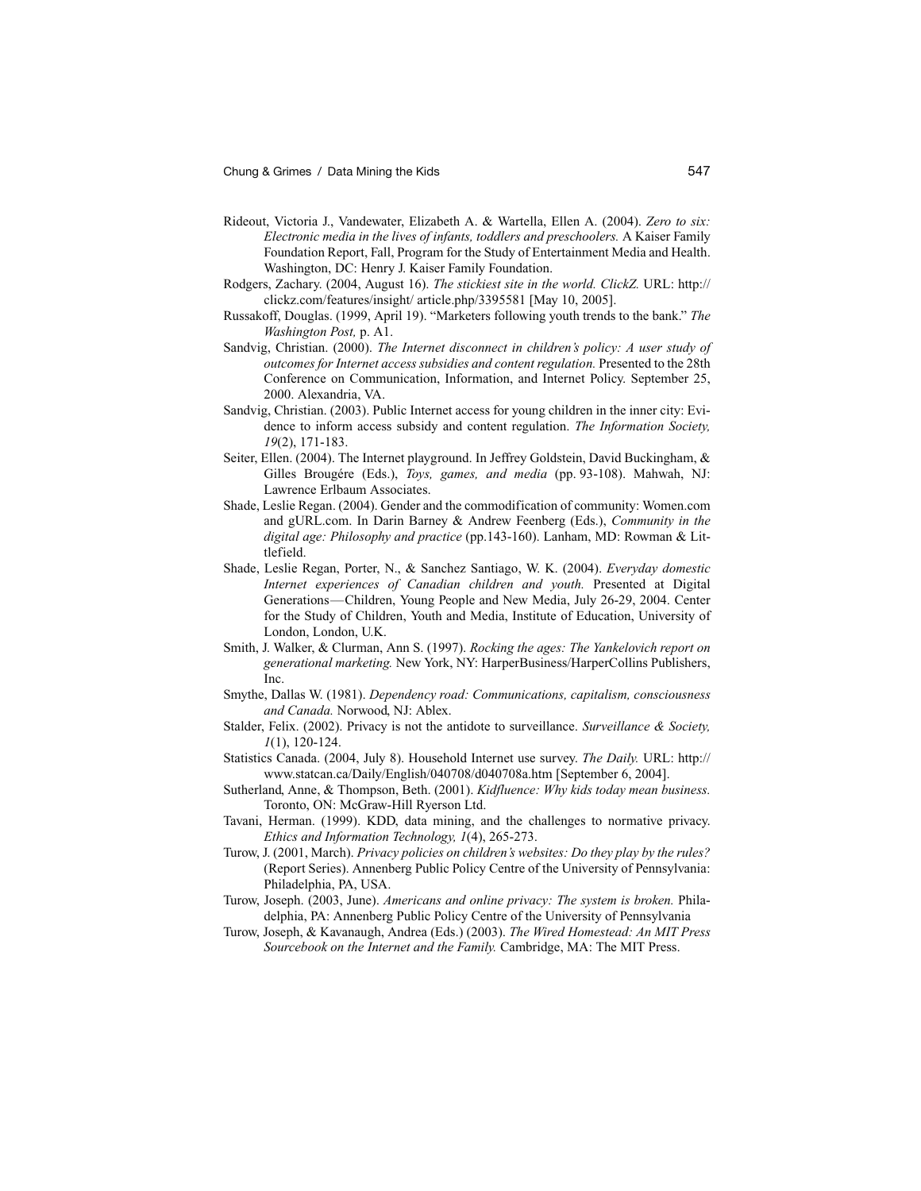Rideout, Victoria J., Vandewater, Elizabeth A. & Wartella, Ellen A. (2004). *Zero to six: Electronic media in the lives of infants, toddlers and preschoolers.* A Kaiser Family Foundation Report, Fall, Program for the Study of Entertainment Media and Health. Washington, DC: Henry J. Kaiser Family Foundation.

Rodgers, Zachary. (2004, August 16). *The stickiest site in the world. ClickZ.* URL: http://clickz.com/features/insight/ article.php/3395581 [May 10, 2005].

Russakoff, Douglas. (1999, April 19). "Marketers following youth trends to the bank." *The Washington Post,* p. A1.

Sandvig, Christian. (2000). *The Internet disconnect in children's policy: A user study of outcomes for Internet access subsidies and content regulation.* Presented to the 28th Conference on Communication, Information, and Internet Policy. September 25, 2000. Alexandria, VA.

Sandvig, Christian. (2003). Public Internet access for young children in the inner city: Evidence to inform access subsidy and content regulation. *The Information Society, 19*(2), 171-183.

Seiter, Ellen. (2004). The Internet playground. In Jeffrey Goldstein, David Buckingham, & Gilles Brougére (Eds.), *Toys, games, and media* (pp. 93-108). Mahwah, NJ: Lawrence Erlbaum Associates.

Shade, Leslie Regan. (2004). Gender and the commodification of community: Women.com and gURL.com. In Darin Barney & Andrew Feenberg (Eds.), *Community in the digital age: Philosophy and practice* (pp.143-160). Lanham, MD: Rowman & Littlefield.

Shade, Leslie Regan, Porter, N., & Sanchez Santiago, W. K. (2004). *Everyday domestic Internet experiences of Canadian children and youth.* Presented at Digital Generations—Children, Young People and New Media, July 26-29, 2004. Center for the Study of Children, Youth and Media, Institute of Education, University of London, London, U.K.

Smith, J. Walker, & Clurman, Ann S. (1997). *Rocking the ages: The Yankelovich report on generational marketing.* New York, NY: HarperBusiness/HarperCollins Publishers, Inc.

Smythe, Dallas W. (1981). *Dependency road: Communications, capitalism, consciousness and Canada.* Norwood, NJ: Ablex.

Stalder, Felix. (2002). Privacy is not the antidote to surveillance. *Surveillance & Society, 1*(1), 120-124.

Statistics Canada. (2004, July 8). Household Internet use survey. *The Daily.* URL: http://www.statcan.ca/Daily/English/040708/d040708a.htm [September 6, 2004].

Sutherland, Anne, & Thompson, Beth. (2001). *Kidfluence: Why kids today mean business.* Toronto, ON: McGraw-Hill Ryerson Ltd.

Tavani, Herman. (1999). KDD, data mining, and the challenges to normative privacy. *Ethics and Information Technology, 1*(4), 265-273.

Turow, J. (2001, March). *Privacy policies on children's websites: Do they play by the rules?* (Report Series). Annenberg Public Policy Centre of the University of Pennsylvania: Philadelphia, PA, USA.

Turow, Joseph. (2003, June). *Americans and online privacy: The system is broken.* Philadelphia, PA: Annenberg Public Policy Centre of the University of Pennsylvania

Turow, Joseph, & Kavanaugh, Andrea (Eds.) (2003). *The Wired Homestead: An MIT Press Sourcebook on the Internet and the Family.* Cambridge, MA: The MIT Press.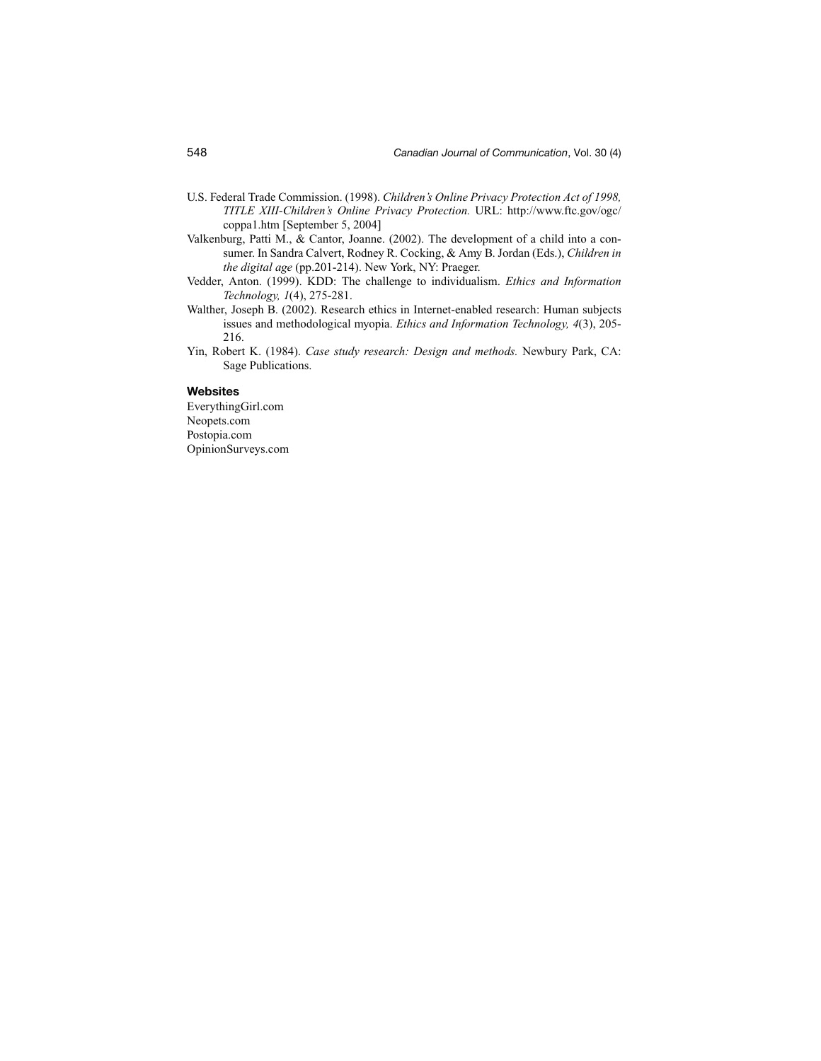U.S. Federal Trade Commission. (1998). *Children's Online Privacy Protection Act of 1998, TITLE XIII-Children's Online Privacy Protection.* URL: http://www.ftc.gov/ogc/coppa1.htm [September 5, 2004]

Valkenburg, Patti M., & Cantor, Joanne. (2002). The development of a child into a consumer. In Sandra Calvert, Rodney R. Cocking, & Amy B. Jordan (Eds.), *Children in the digital age* (pp.201-214). New York, NY: Praeger.

Vedder, Anton. (1999). KDD: The challenge to individualism. *Ethics and Information Technology, 1*(4), 275-281.

Walther, Joseph B. (2002). Research ethics in Internet-enabled research: Human subjects issues and methodological myopia. *Ethics and Information Technology, 4*(3), 205-216.

Yin, Robert K. (1984). *Case study research: Design and methods.* Newbury Park, CA: Sage Publications.

### Websites

EverythingGirl.com
Neopets.com
Postopia.com
OpinionSurveys.com